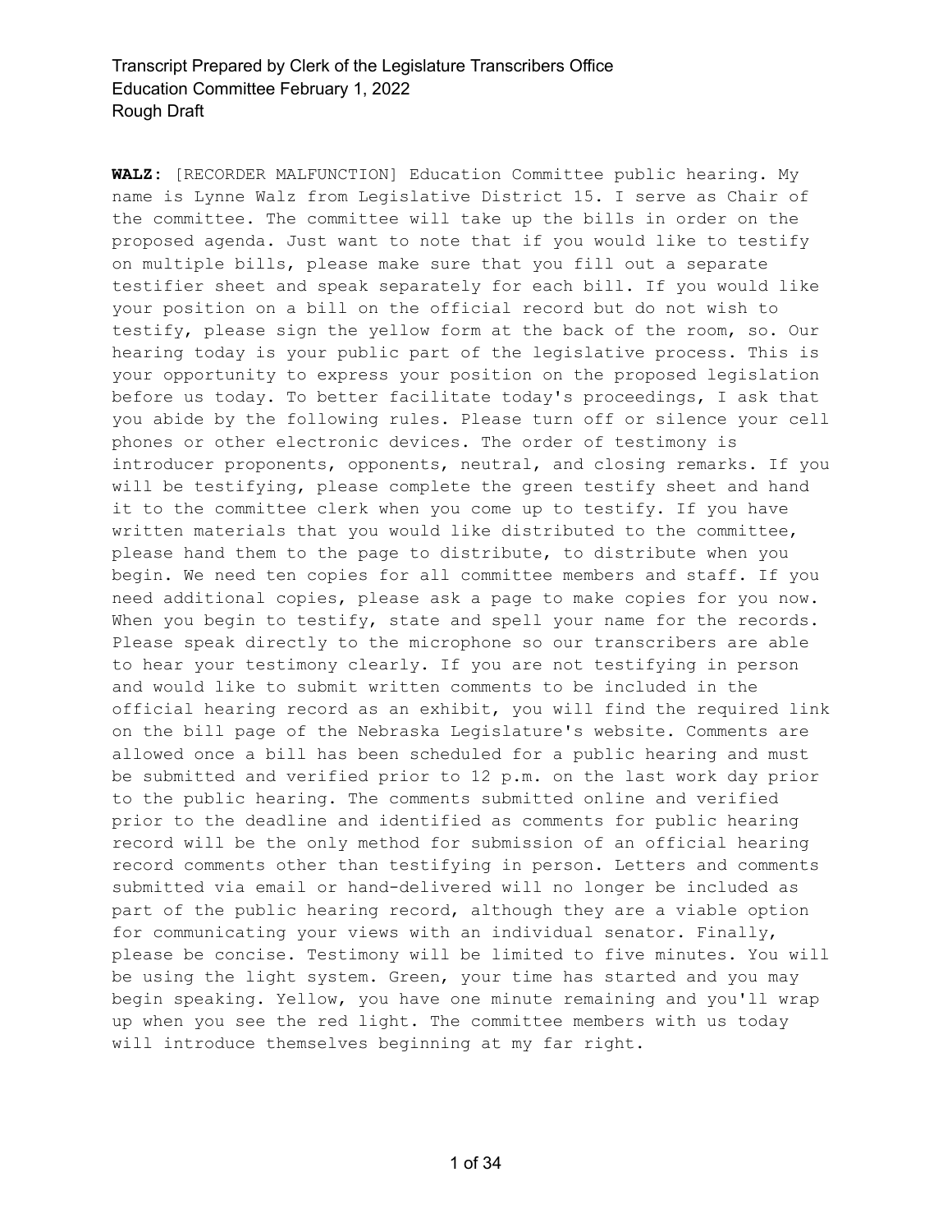**WALZ:** [RECORDER MALFUNCTION] Education Committee public hearing. My name is Lynne Walz from Legislative District 15. I serve as Chair of the committee. The committee will take up the bills in order on the proposed agenda. Just want to note that if you would like to testify on multiple bills, please make sure that you fill out a separate testifier sheet and speak separately for each bill. If you would like your position on a bill on the official record but do not wish to testify, please sign the yellow form at the back of the room, so. Our hearing today is your public part of the legislative process. This is your opportunity to express your position on the proposed legislation before us today. To better facilitate today's proceedings, I ask that you abide by the following rules. Please turn off or silence your cell phones or other electronic devices. The order of testimony is introducer proponents, opponents, neutral, and closing remarks. If you will be testifying, please complete the green testify sheet and hand it to the committee clerk when you come up to testify. If you have written materials that you would like distributed to the committee, please hand them to the page to distribute, to distribute when you begin. We need ten copies for all committee members and staff. If you need additional copies, please ask a page to make copies for you now. When you begin to testify, state and spell your name for the records. Please speak directly to the microphone so our transcribers are able to hear your testimony clearly. If you are not testifying in person and would like to submit written comments to be included in the official hearing record as an exhibit, you will find the required link on the bill page of the Nebraska Legislature's website. Comments are allowed once a bill has been scheduled for a public hearing and must be submitted and verified prior to 12 p.m. on the last work day prior to the public hearing. The comments submitted online and verified prior to the deadline and identified as comments for public hearing record will be the only method for submission of an official hearing record comments other than testifying in person. Letters and comments submitted via email or hand-delivered will no longer be included as part of the public hearing record, although they are a viable option for communicating your views with an individual senator. Finally, please be concise. Testimony will be limited to five minutes. You will be using the light system. Green, your time has started and you may begin speaking. Yellow, you have one minute remaining and you'll wrap up when you see the red light. The committee members with us today will introduce themselves beginning at my far right.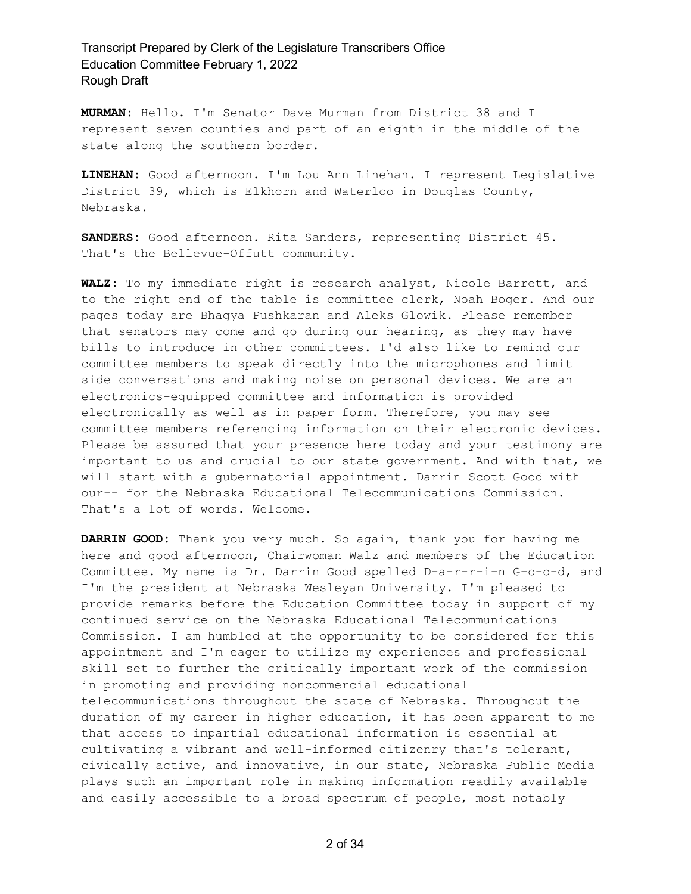**MURMAN:** Hello. I'm Senator Dave Murman from District 38 and I represent seven counties and part of an eighth in the middle of the state along the southern border.

**LINEHAN:** Good afternoon. I'm Lou Ann Linehan. I represent Legislative District 39, which is Elkhorn and Waterloo in Douglas County, Nebraska.

**SANDERS:** Good afternoon. Rita Sanders, representing District 45. That's the Bellevue-Offutt community.

**WALZ:** To my immediate right is research analyst, Nicole Barrett, and to the right end of the table is committee clerk, Noah Boger. And our pages today are Bhagya Pushkaran and Aleks Glowik. Please remember that senators may come and go during our hearing, as they may have bills to introduce in other committees. I'd also like to remind our committee members to speak directly into the microphones and limit side conversations and making noise on personal devices. We are an electronics-equipped committee and information is provided electronically as well as in paper form. Therefore, you may see committee members referencing information on their electronic devices. Please be assured that your presence here today and your testimony are important to us and crucial to our state government. And with that, we will start with a gubernatorial appointment. Darrin Scott Good with our-- for the Nebraska Educational Telecommunications Commission. That's a lot of words. Welcome.

**DARRIN GOOD:** Thank you very much. So again, thank you for having me here and good afternoon, Chairwoman Walz and members of the Education Committee. My name is Dr. Darrin Good spelled D-a-r-r-i-n G-o-o-d, and I'm the president at Nebraska Wesleyan University. I'm pleased to provide remarks before the Education Committee today in support of my continued service on the Nebraska Educational Telecommunications Commission. I am humbled at the opportunity to be considered for this appointment and I'm eager to utilize my experiences and professional skill set to further the critically important work of the commission in promoting and providing noncommercial educational telecommunications throughout the state of Nebraska. Throughout the duration of my career in higher education, it has been apparent to me that access to impartial educational information is essential at cultivating a vibrant and well-informed citizenry that's tolerant, civically active, and innovative, in our state, Nebraska Public Media plays such an important role in making information readily available and easily accessible to a broad spectrum of people, most notably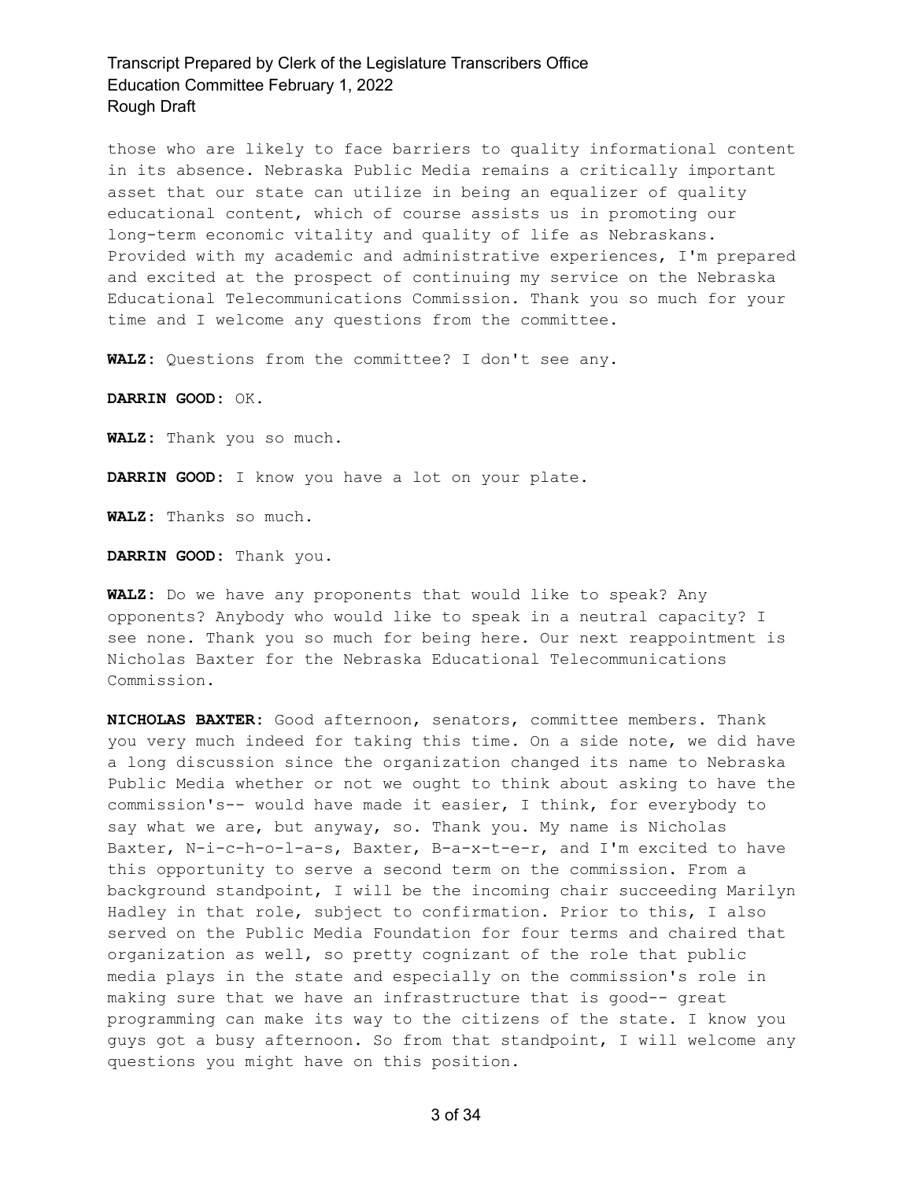those who are likely to face barriers to quality informational content in its absence. Nebraska Public Media remains a critically important asset that our state can utilize in being an equalizer of quality educational content, which of course assists us in promoting our long-term economic vitality and quality of life as Nebraskans. Provided with my academic and administrative experiences, I'm prepared and excited at the prospect of continuing my service on the Nebraska Educational Telecommunications Commission. Thank you so much for your time and I welcome any questions from the committee.

**WALZ:** Questions from the committee? I don't see any.

**DARRIN GOOD:** OK.

**WALZ:** Thank you so much.

**DARRIN GOOD:** I know you have a lot on your plate.

**WALZ:** Thanks so much.

**DARRIN GOOD:** Thank you.

**WALZ:** Do we have any proponents that would like to speak? Any opponents? Anybody who would like to speak in a neutral capacity? I see none. Thank you so much for being here. Our next reappointment is Nicholas Baxter for the Nebraska Educational Telecommunications Commission.

**NICHOLAS BAXTER:** Good afternoon, senators, committee members. Thank you very much indeed for taking this time. On a side note, we did have a long discussion since the organization changed its name to Nebraska Public Media whether or not we ought to think about asking to have the commission's-- would have made it easier, I think, for everybody to say what we are, but anyway, so. Thank you. My name is Nicholas Baxter, N-i-c-h-o-l-a-s, Baxter, B-a-x-t-e-r, and I'm excited to have this opportunity to serve a second term on the commission. From a background standpoint, I will be the incoming chair succeeding Marilyn Hadley in that role, subject to confirmation. Prior to this, I also served on the Public Media Foundation for four terms and chaired that organization as well, so pretty cognizant of the role that public media plays in the state and especially on the commission's role in making sure that we have an infrastructure that is good-- great programming can make its way to the citizens of the state. I know you guys got a busy afternoon. So from that standpoint, I will welcome any questions you might have on this position.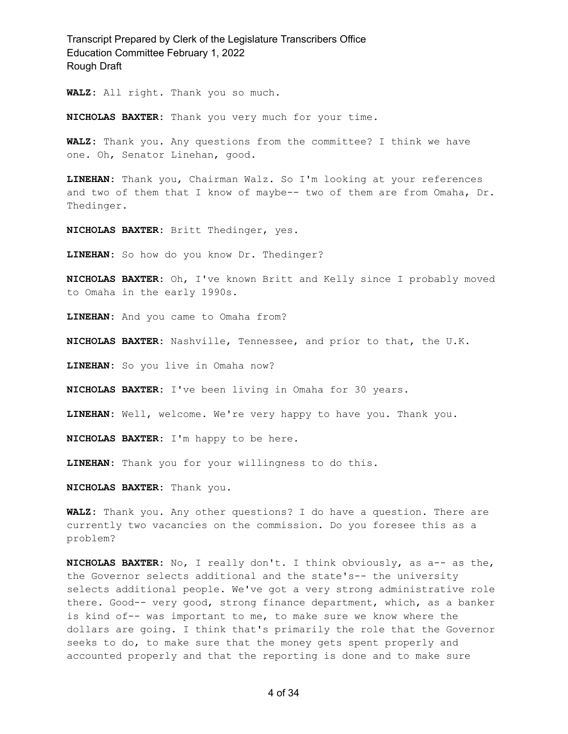**WALZ:** All right. Thank you so much.

**NICHOLAS BAXTER:** Thank you very much for your time.

**WALZ:** Thank you. Any questions from the committee? I think we have one. Oh, Senator Linehan, good.

**LINEHAN:** Thank you, Chairman Walz. So I'm looking at your references and two of them that I know of maybe-- two of them are from Omaha, Dr. Thedinger.

**NICHOLAS BAXTER:** Britt Thedinger, yes.

**LINEHAN:** So how do you know Dr. Thedinger?

**NICHOLAS BAXTER:** Oh, I've known Britt and Kelly since I probably moved to Omaha in the early 1990s.

**LINEHAN:** And you came to Omaha from?

**NICHOLAS BAXTER:** Nashville, Tennessee, and prior to that, the U.K.

**LINEHAN:** So you live in Omaha now?

**NICHOLAS BAXTER:** I've been living in Omaha for 30 years.

**LINEHAN:** Well, welcome. We're very happy to have you. Thank you.

**NICHOLAS BAXTER:** I'm happy to be here.

**LINEHAN:** Thank you for your willingness to do this.

**NICHOLAS BAXTER:** Thank you.

**WALZ:** Thank you. Any other questions? I do have a question. There are currently two vacancies on the commission. Do you foresee this as a problem?

**NICHOLAS BAXTER:** No, I really don't. I think obviously, as a-- as the, the Governor selects additional and the state's-- the university selects additional people. We've got a very strong administrative role there. Good-- very good, strong finance department, which, as a banker is kind of-- was important to me, to make sure we know where the dollars are going. I think that's primarily the role that the Governor seeks to do, to make sure that the money gets spent properly and accounted properly and that the reporting is done and to make sure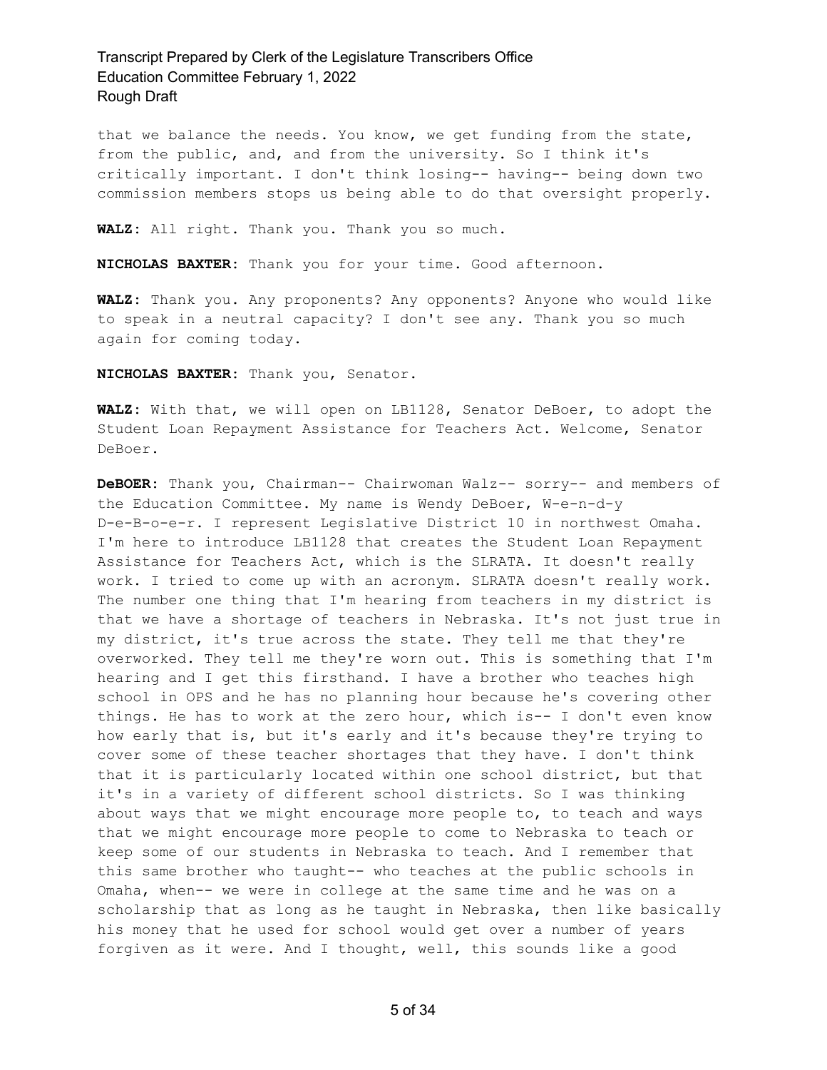that we balance the needs. You know, we get funding from the state, from the public, and, and from the university. So I think it's critically important. I don't think losing-- having-- being down two commission members stops us being able to do that oversight properly.

**WALZ:** All right. Thank you. Thank you so much.

**NICHOLAS BAXTER:** Thank you for your time. Good afternoon.

**WALZ:** Thank you. Any proponents? Any opponents? Anyone who would like to speak in a neutral capacity? I don't see any. Thank you so much again for coming today.

**NICHOLAS BAXTER:** Thank you, Senator.

**WALZ:** With that, we will open on LB1128, Senator DeBoer, to adopt the Student Loan Repayment Assistance for Teachers Act. Welcome, Senator DeBoer.

**DeBOER:** Thank you, Chairman-- Chairwoman Walz-- sorry-- and members of the Education Committee. My name is Wendy DeBoer, W-e-n-d-y D-e-B-o-e-r. I represent Legislative District 10 in northwest Omaha. I'm here to introduce LB1128 that creates the Student Loan Repayment Assistance for Teachers Act, which is the SLRATA. It doesn't really work. I tried to come up with an acronym. SLRATA doesn't really work. The number one thing that I'm hearing from teachers in my district is that we have a shortage of teachers in Nebraska. It's not just true in my district, it's true across the state. They tell me that they're overworked. They tell me they're worn out. This is something that I'm hearing and I get this firsthand. I have a brother who teaches high school in OPS and he has no planning hour because he's covering other things. He has to work at the zero hour, which is-- I don't even know how early that is, but it's early and it's because they're trying to cover some of these teacher shortages that they have. I don't think that it is particularly located within one school district, but that it's in a variety of different school districts. So I was thinking about ways that we might encourage more people to, to teach and ways that we might encourage more people to come to Nebraska to teach or keep some of our students in Nebraska to teach. And I remember that this same brother who taught-- who teaches at the public schools in Omaha, when-- we were in college at the same time and he was on a scholarship that as long as he taught in Nebraska, then like basically his money that he used for school would get over a number of years forgiven as it were. And I thought, well, this sounds like a good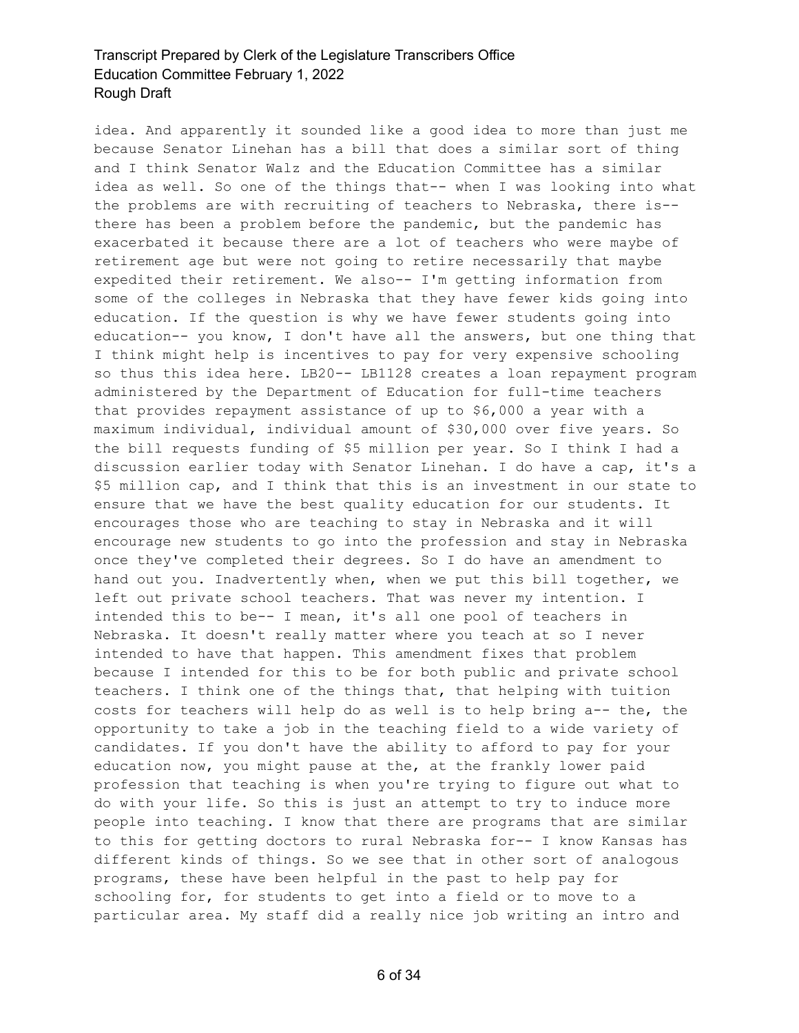idea. And apparently it sounded like a good idea to more than just me because Senator Linehan has a bill that does a similar sort of thing and I think Senator Walz and the Education Committee has a similar idea as well. So one of the things that-- when I was looking into what the problems are with recruiting of teachers to Nebraska, there is-- there has been a problem before the pandemic, but the pandemic has exacerbated it because there are a lot of teachers who were maybe of retirement age but were not going to retire necessarily that maybe expedited their retirement. We also-- I'm getting information from some of the colleges in Nebraska that they have fewer kids going into education. If the question is why we have fewer students going into education-- you know, I don't have all the answers, but one thing that I think might help is incentives to pay for very expensive schooling so thus this idea here. LB20-- LB1128 creates a loan repayment program administered by the Department of Education for full-time teachers that provides repayment assistance of up to $6,000 a year with a maximum individual, individual amount of $30,000 over five years. So the bill requests funding of $5 million per year. So I think I had a discussion earlier today with Senator Linehan. I do have a cap, it's a $5 million cap, and I think that this is an investment in our state to ensure that we have the best quality education for our students. It encourages those who are teaching to stay in Nebraska and it will encourage new students to go into the profession and stay in Nebraska once they've completed their degrees. So I do have an amendment to hand out you. Inadvertently when, when we put this bill together, we left out private school teachers. That was never my intention. I intended this to be-- I mean, it's all one pool of teachers in Nebraska. It doesn't really matter where you teach at so I never intended to have that happen. This amendment fixes that problem because I intended for this to be for both public and private school teachers. I think one of the things that, that helping with tuition costs for teachers will help do as well is to help bring a-- the, the opportunity to take a job in the teaching field to a wide variety of candidates. If you don't have the ability to afford to pay for your education now, you might pause at the, at the frankly lower paid profession that teaching is when you're trying to figure out what to do with your life. So this is just an attempt to try to induce more people into teaching. I know that there are programs that are similar to this for getting doctors to rural Nebraska for-- I know Kansas has different kinds of things. So we see that in other sort of analogous programs, these have been helpful in the past to help pay for schooling for, for students to get into a field or to move to a particular area. My staff did a really nice job writing an intro and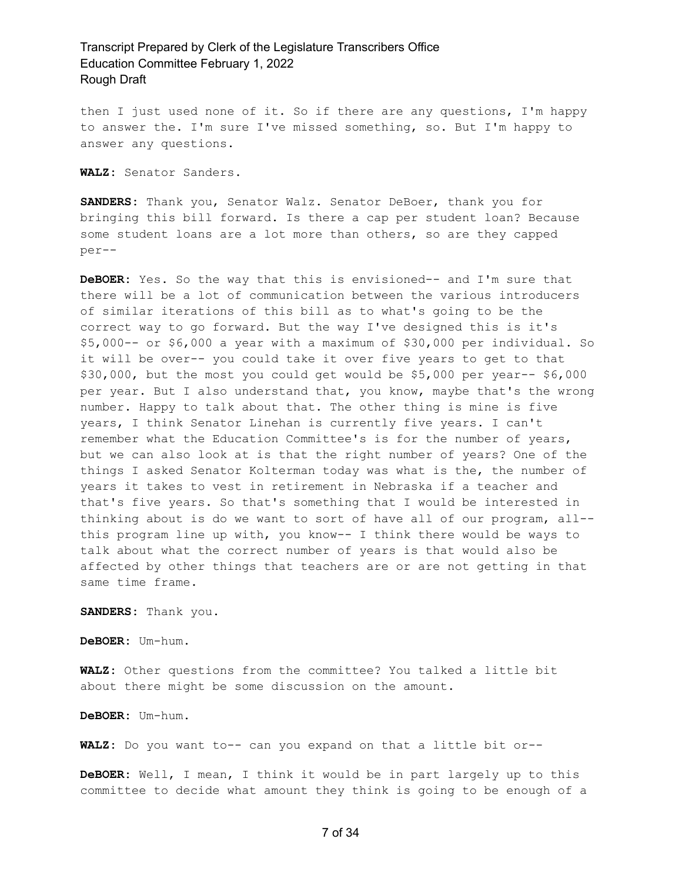then I just used none of it. So if there are any questions, I'm happy to answer the. I'm sure I've missed something, so. But I'm happy to answer any questions.

**WALZ:** Senator Sanders.

**SANDERS:** Thank you, Senator Walz. Senator DeBoer, thank you for bringing this bill forward. Is there a cap per student loan? Because some student loans are a lot more than others, so are they capped per--

**DeBOER:** Yes. So the way that this is envisioned-- and I'm sure that there will be a lot of communication between the various introducers of similar iterations of this bill as to what's going to be the correct way to go forward. But the way I've designed this is it's $5,000-- or $6,000 a year with a maximum of $30,000 per individual. So it will be over-- you could take it over five years to get to that $30,000, but the most you could get would be $5,000 per year-- $6,000 per year. But I also understand that, you know, maybe that's the wrong number. Happy to talk about that. The other thing is mine is five years, I think Senator Linehan is currently five years. I can't remember what the Education Committee's is for the number of years, but we can also look at is that the right number of years? One of the things I asked Senator Kolterman today was what is the, the number of years it takes to vest in retirement in Nebraska if a teacher and that's five years. So that's something that I would be interested in thinking about is do we want to sort of have all of our program, all-- this program line up with, you know-- I think there would be ways to talk about what the correct number of years is that would also be affected by other things that teachers are or are not getting in that same time frame.

**SANDERS:** Thank you.

**DeBOER:** Um-hum.

**WALZ:** Other questions from the committee? You talked a little bit about there might be some discussion on the amount.

**DeBOER:** Um-hum.

**WALZ:** Do you want to-- can you expand on that a little bit or--

**DeBOER:** Well, I mean, I think it would be in part largely up to this committee to decide what amount they think is going to be enough of a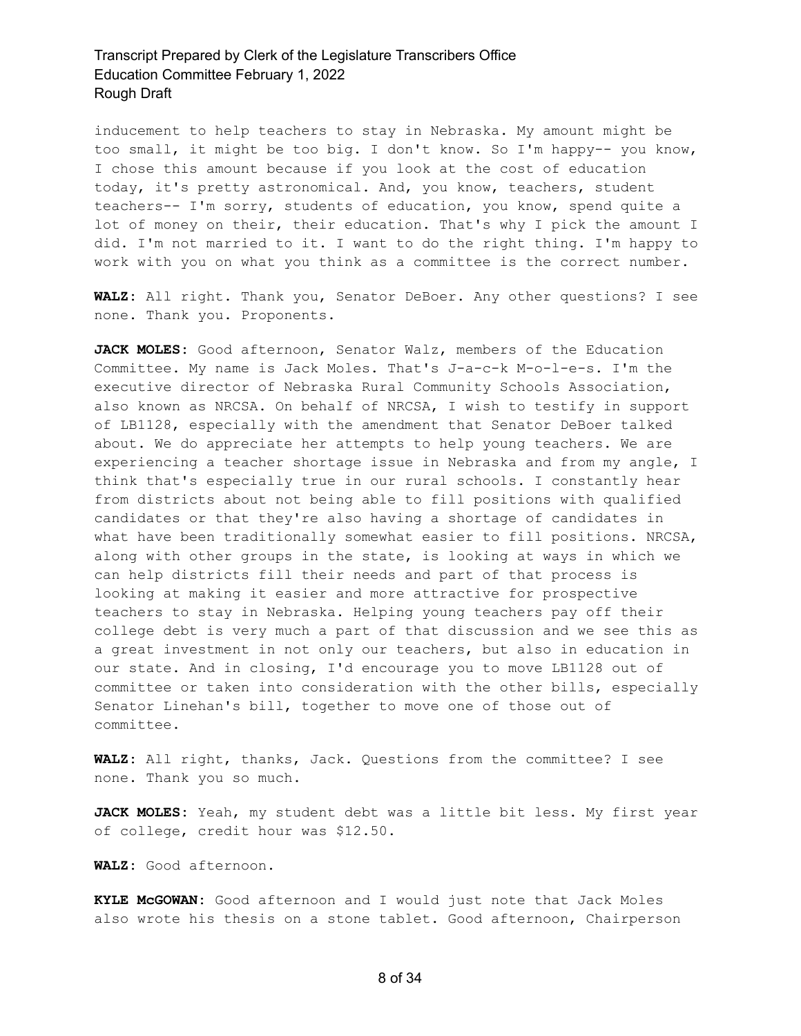inducement to help teachers to stay in Nebraska. My amount might be too small, it might be too big. I don't know. So I'm happy-- you know, I chose this amount because if you look at the cost of education today, it's pretty astronomical. And, you know, teachers, student teachers-- I'm sorry, students of education, you know, spend quite a lot of money on their, their education. That's why I pick the amount I did. I'm not married to it. I want to do the right thing. I'm happy to work with you on what you think as a committee is the correct number.

**WALZ:** All right. Thank you, Senator DeBoer. Any other questions? I see none. Thank you. Proponents.

**JACK MOLES:** Good afternoon, Senator Walz, members of the Education Committee. My name is Jack Moles. That's J-a-c-k M-o-l-e-s. I'm the executive director of Nebraska Rural Community Schools Association, also known as NRCSA. On behalf of NRCSA, I wish to testify in support of LB1128, especially with the amendment that Senator DeBoer talked about. We do appreciate her attempts to help young teachers. We are experiencing a teacher shortage issue in Nebraska and from my angle, I think that's especially true in our rural schools. I constantly hear from districts about not being able to fill positions with qualified candidates or that they're also having a shortage of candidates in what have been traditionally somewhat easier to fill positions. NRCSA, along with other groups in the state, is looking at ways in which we can help districts fill their needs and part of that process is looking at making it easier and more attractive for prospective teachers to stay in Nebraska. Helping young teachers pay off their college debt is very much a part of that discussion and we see this as a great investment in not only our teachers, but also in education in our state. And in closing, I'd encourage you to move LB1128 out of committee or taken into consideration with the other bills, especially Senator Linehan's bill, together to move one of those out of committee.

**WALZ:** All right, thanks, Jack. Questions from the committee? I see none. Thank you so much.

**JACK MOLES:** Yeah, my student debt was a little bit less. My first year of college, credit hour was $12.50.

**WALZ:** Good afternoon.

**KYLE McGOWAN:** Good afternoon and I would just note that Jack Moles also wrote his thesis on a stone tablet. Good afternoon, Chairperson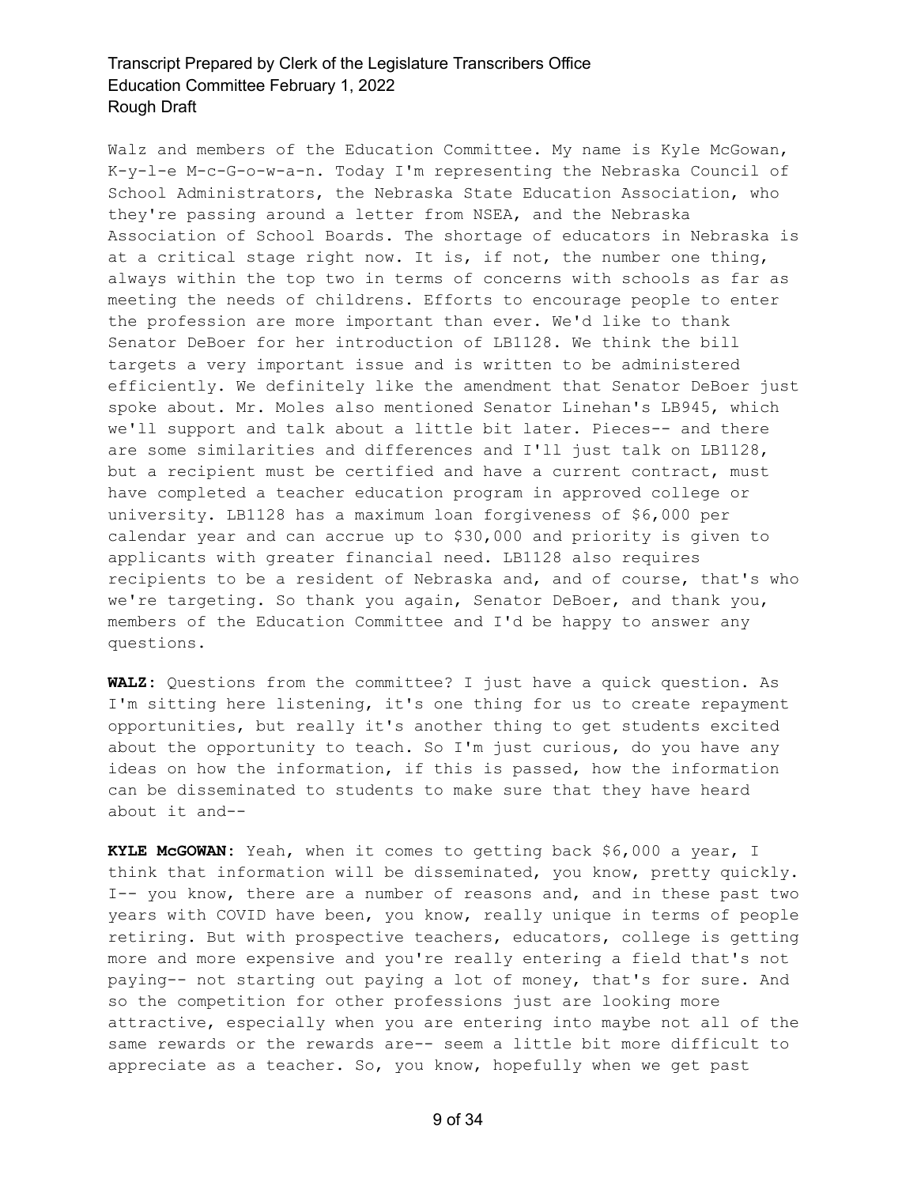Walz and members of the Education Committee. My name is Kyle McGowan, K-y-l-e M-c-G-o-w-a-n. Today I'm representing the Nebraska Council of School Administrators, the Nebraska State Education Association, who they're passing around a letter from NSEA, and the Nebraska Association of School Boards. The shortage of educators in Nebraska is at a critical stage right now. It is, if not, the number one thing, always within the top two in terms of concerns with schools as far as meeting the needs of childrens. Efforts to encourage people to enter the profession are more important than ever. We'd like to thank Senator DeBoer for her introduction of LB1128. We think the bill targets a very important issue and is written to be administered efficiently. We definitely like the amendment that Senator DeBoer just spoke about. Mr. Moles also mentioned Senator Linehan's LB945, which we'll support and talk about a little bit later. Pieces-- and there are some similarities and differences and I'll just talk on LB1128, but a recipient must be certified and have a current contract, must have completed a teacher education program in approved college or university. LB1128 has a maximum loan forgiveness of $6,000 per calendar year and can accrue up to $30,000 and priority is given to applicants with greater financial need. LB1128 also requires recipients to be a resident of Nebraska and, and of course, that's who we're targeting. So thank you again, Senator DeBoer, and thank you, members of the Education Committee and I'd be happy to answer any questions.

**WALZ:** Questions from the committee? I just have a quick question. As I'm sitting here listening, it's one thing for us to create repayment opportunities, but really it's another thing to get students excited about the opportunity to teach. So I'm just curious, do you have any ideas on how the information, if this is passed, how the information can be disseminated to students to make sure that they have heard about it and--

**KYLE McGOWAN:** Yeah, when it comes to getting back $6,000 a year, I think that information will be disseminated, you know, pretty quickly. I-- you know, there are a number of reasons and, and in these past two years with COVID have been, you know, really unique in terms of people retiring. But with prospective teachers, educators, college is getting more and more expensive and you're really entering a field that's not paying-- not starting out paying a lot of money, that's for sure. And so the competition for other professions just are looking more attractive, especially when you are entering into maybe not all of the same rewards or the rewards are-- seem a little bit more difficult to appreciate as a teacher. So, you know, hopefully when we get past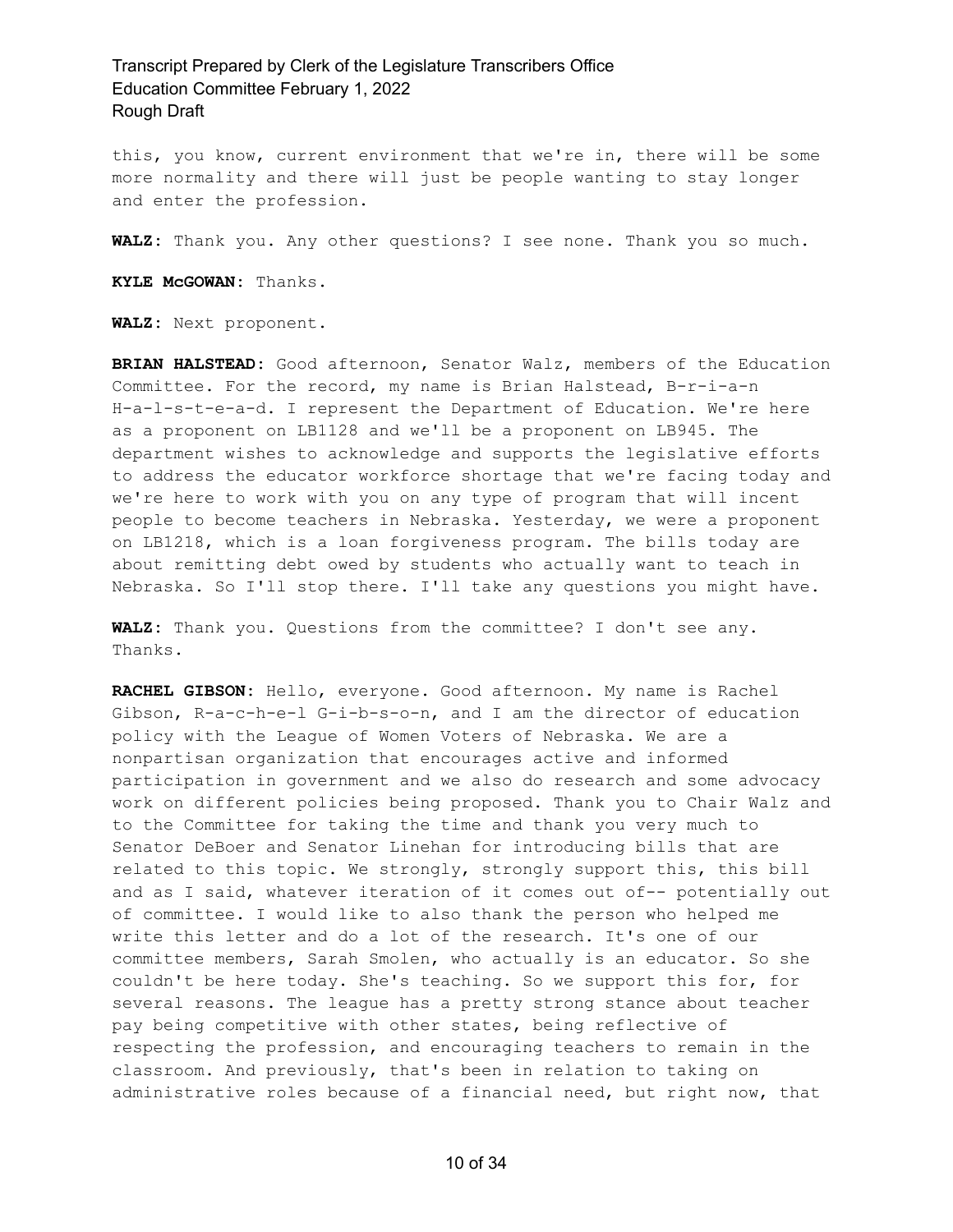this, you know, current environment that we're in, there will be some more normality and there will just be people wanting to stay longer and enter the profession.

**WALZ:** Thank you. Any other questions? I see none. Thank you so much.

**KYLE McGOWAN:** Thanks.

**WALZ:** Next proponent.

**BRIAN HALSTEAD:** Good afternoon, Senator Walz, members of the Education Committee. For the record, my name is Brian Halstead, B-r-i-a-n H-a-l-s-t-e-a-d. I represent the Department of Education. We're here as a proponent on LB1128 and we'll be a proponent on LB945. The department wishes to acknowledge and supports the legislative efforts to address the educator workforce shortage that we're facing today and we're here to work with you on any type of program that will incent people to become teachers in Nebraska. Yesterday, we were a proponent on LB1218, which is a loan forgiveness program. The bills today are about remitting debt owed by students who actually want to teach in Nebraska. So I'll stop there. I'll take any questions you might have.

**WALZ:** Thank you. Questions from the committee? I don't see any. Thanks.

**RACHEL GIBSON:** Hello, everyone. Good afternoon. My name is Rachel Gibson, R-a-c-h-e-l G-i-b-s-o-n, and I am the director of education policy with the League of Women Voters of Nebraska. We are a nonpartisan organization that encourages active and informed participation in government and we also do research and some advocacy work on different policies being proposed. Thank you to Chair Walz and to the Committee for taking the time and thank you very much to Senator DeBoer and Senator Linehan for introducing bills that are related to this topic. We strongly, strongly support this, this bill and as I said, whatever iteration of it comes out of-- potentially out of committee. I would like to also thank the person who helped me write this letter and do a lot of the research. It's one of our committee members, Sarah Smolen, who actually is an educator. So she couldn't be here today. She's teaching. So we support this for, for several reasons. The league has a pretty strong stance about teacher pay being competitive with other states, being reflective of respecting the profession, and encouraging teachers to remain in the classroom. And previously, that's been in relation to taking on administrative roles because of a financial need, but right now, that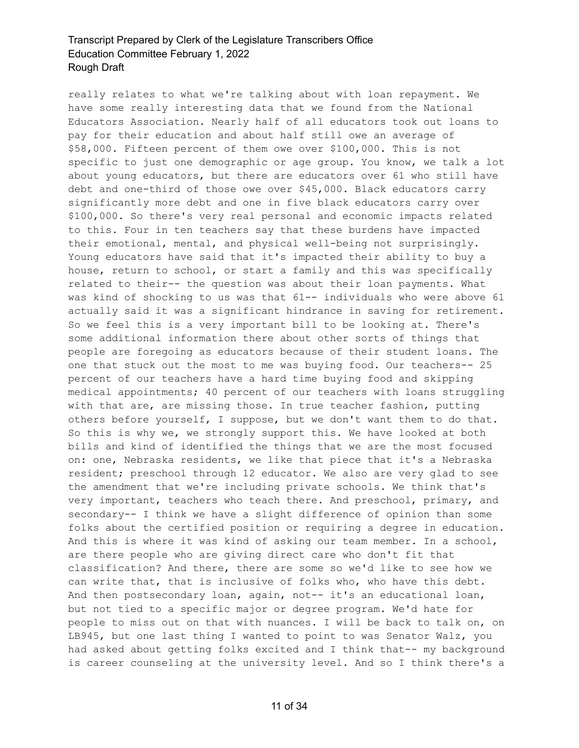really relates to what we're talking about with loan repayment. We have some really interesting data that we found from the National Educators Association. Nearly half of all educators took out loans to pay for their education and about half still owe an average of $58,000. Fifteen percent of them owe over $100,000. This is not specific to just one demographic or age group. You know, we talk a lot about young educators, but there are educators over 61 who still have debt and one-third of those owe over $45,000. Black educators carry significantly more debt and one in five black educators carry over $100,000. So there's very real personal and economic impacts related to this. Four in ten teachers say that these burdens have impacted their emotional, mental, and physical well-being not surprisingly. Young educators have said that it's impacted their ability to buy a house, return to school, or start a family and this was specifically related to their-- the question was about their loan payments. What was kind of shocking to us was that 61-- individuals who were above 61 actually said it was a significant hindrance in saving for retirement. So we feel this is a very important bill to be looking at. There's some additional information there about other sorts of things that people are foregoing as educators because of their student loans. The one that stuck out the most to me was buying food. Our teachers-- 25 percent of our teachers have a hard time buying food and skipping medical appointments; 40 percent of our teachers with loans struggling with that are, are missing those. In true teacher fashion, putting others before yourself, I suppose, but we don't want them to do that. So this is why we, we strongly support this. We have looked at both bills and kind of identified the things that we are the most focused on: one, Nebraska residents, we like that piece that it's a Nebraska resident; preschool through 12 educator. We also are very glad to see the amendment that we're including private schools. We think that's very important, teachers who teach there. And preschool, primary, and secondary-- I think we have a slight difference of opinion than some folks about the certified position or requiring a degree in education. And this is where it was kind of asking our team member. In a school, are there people who are giving direct care who don't fit that classification? And there, there are some so we'd like to see how we can write that, that is inclusive of folks who, who have this debt. And then postsecondary loan, again, not-- it's an educational loan, but not tied to a specific major or degree program. We'd hate for people to miss out on that with nuances. I will be back to talk on, on LB945, but one last thing I wanted to point to was Senator Walz, you had asked about getting folks excited and I think that-- my background is career counseling at the university level. And so I think there's a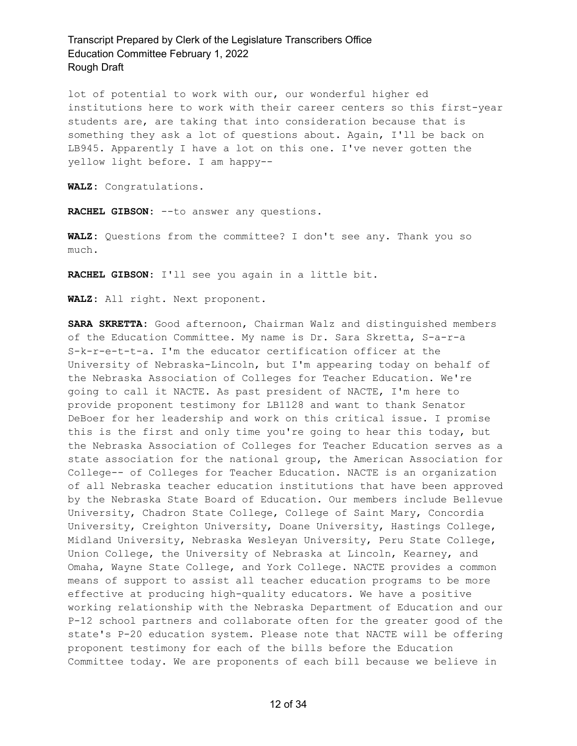lot of potential to work with our, our wonderful higher ed institutions here to work with their career centers so this first-year students are, are taking that into consideration because that is something they ask a lot of questions about. Again, I'll be back on LB945. Apparently I have a lot on this one. I've never gotten the yellow light before. I am happy--

**WALZ:** Congratulations.

**RACHEL GIBSON:** --to answer any questions.

**WALZ:** Questions from the committee? I don't see any. Thank you so much.

**RACHEL GIBSON:** I'll see you again in a little bit.

**WALZ:** All right. Next proponent.

**SARA SKRETTA:** Good afternoon, Chairman Walz and distinguished members of the Education Committee. My name is Dr. Sara Skretta, S-a-r-a S-k-r-e-t-t-a. I'm the educator certification officer at the University of Nebraska-Lincoln, but I'm appearing today on behalf of the Nebraska Association of Colleges for Teacher Education. We're going to call it NACTE. As past president of NACTE, I'm here to provide proponent testimony for LB1128 and want to thank Senator DeBoer for her leadership and work on this critical issue. I promise this is the first and only time you're going to hear this today, but the Nebraska Association of Colleges for Teacher Education serves as a state association for the national group, the American Association for College-- of Colleges for Teacher Education. NACTE is an organization of all Nebraska teacher education institutions that have been approved by the Nebraska State Board of Education. Our members include Bellevue University, Chadron State College, College of Saint Mary, Concordia University, Creighton University, Doane University, Hastings College, Midland University, Nebraska Wesleyan University, Peru State College, Union College, the University of Nebraska at Lincoln, Kearney, and Omaha, Wayne State College, and York College. NACTE provides a common means of support to assist all teacher education programs to be more effective at producing high-quality educators. We have a positive working relationship with the Nebraska Department of Education and our P-12 school partners and collaborate often for the greater good of the state's P-20 education system. Please note that NACTE will be offering proponent testimony for each of the bills before the Education Committee today. We are proponents of each bill because we believe in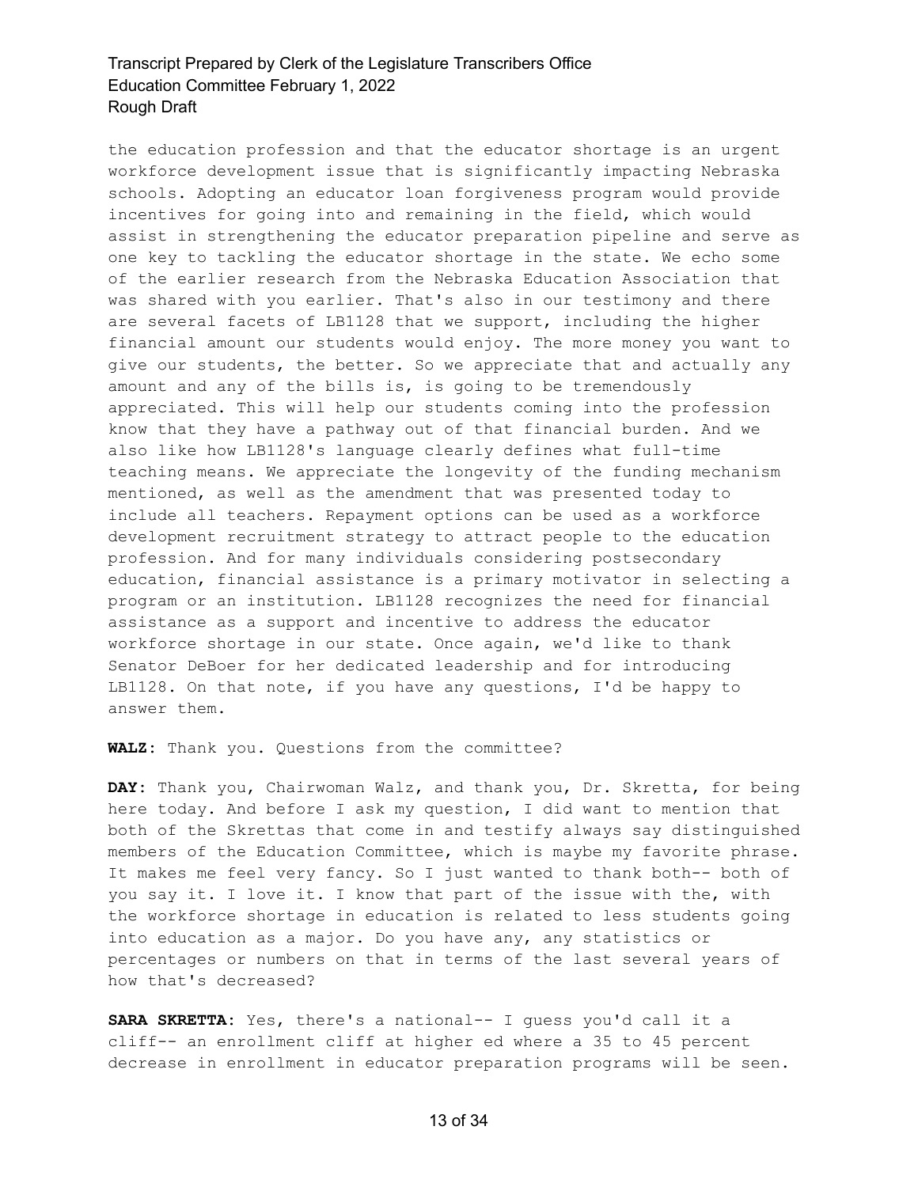the education profession and that the educator shortage is an urgent workforce development issue that is significantly impacting Nebraska schools. Adopting an educator loan forgiveness program would provide incentives for going into and remaining in the field, which would assist in strengthening the educator preparation pipeline and serve as one key to tackling the educator shortage in the state. We echo some of the earlier research from the Nebraska Education Association that was shared with you earlier. That's also in our testimony and there are several facets of LB1128 that we support, including the higher financial amount our students would enjoy. The more money you want to give our students, the better. So we appreciate that and actually any amount and any of the bills is, is going to be tremendously appreciated. This will help our students coming into the profession know that they have a pathway out of that financial burden. And we also like how LB1128's language clearly defines what full-time teaching means. We appreciate the longevity of the funding mechanism mentioned, as well as the amendment that was presented today to include all teachers. Repayment options can be used as a workforce development recruitment strategy to attract people to the education profession. And for many individuals considering postsecondary education, financial assistance is a primary motivator in selecting a program or an institution. LB1128 recognizes the need for financial assistance as a support and incentive to address the educator workforce shortage in our state. Once again, we'd like to thank Senator DeBoer for her dedicated leadership and for introducing LB1128. On that note, if you have any questions, I'd be happy to answer them.

**WALZ:** Thank you. Questions from the committee?

**DAY:** Thank you, Chairwoman Walz, and thank you, Dr. Skretta, for being here today. And before I ask my question, I did want to mention that both of the Skrettas that come in and testify always say distinguished members of the Education Committee, which is maybe my favorite phrase. It makes me feel very fancy. So I just wanted to thank both-- both of you say it. I love it. I know that part of the issue with the, with the workforce shortage in education is related to less students going into education as a major. Do you have any, any statistics or percentages or numbers on that in terms of the last several years of how that's decreased?

**SARA SKRETTA:** Yes, there's a national-- I guess you'd call it a cliff-- an enrollment cliff at higher ed where a 35 to 45 percent decrease in enrollment in educator preparation programs will be seen.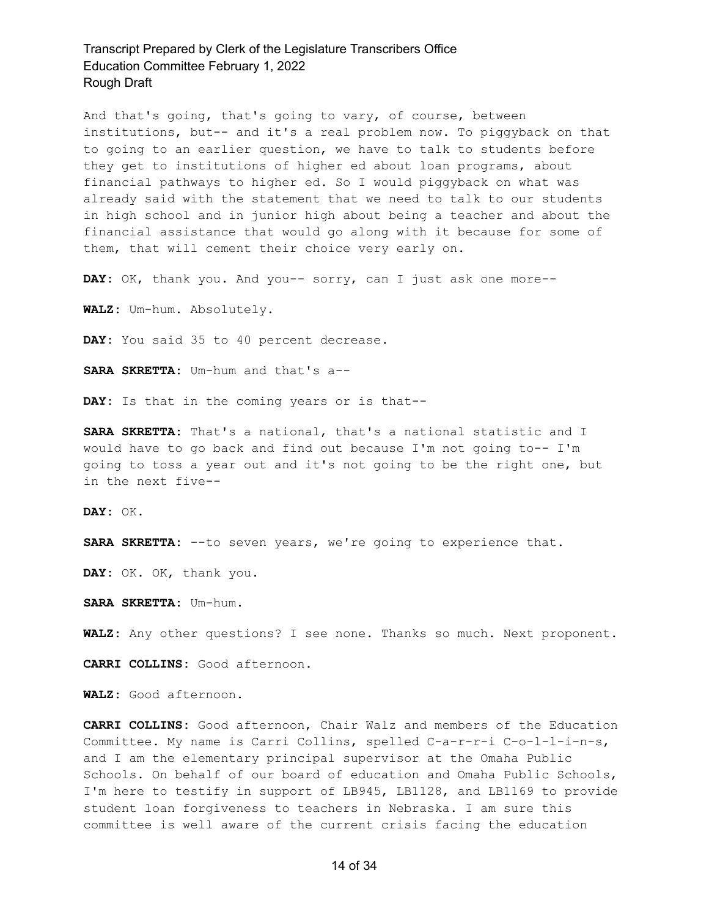And that's going, that's going to vary, of course, between institutions, but-- and it's a real problem now. To piggyback on that to going to an earlier question, we have to talk to students before they get to institutions of higher ed about loan programs, about financial pathways to higher ed. So I would piggyback on what was already said with the statement that we need to talk to our students in high school and in junior high about being a teacher and about the financial assistance that would go along with it because for some of them, that will cement their choice very early on.

**DAY:** OK, thank you. And you-- sorry, can I just ask one more--

**WALZ:** Um-hum. Absolutely.

**DAY:** You said 35 to 40 percent decrease.

**SARA SKRETTA:** Um-hum and that's a--

**DAY:** Is that in the coming years or is that--

**SARA SKRETTA:** That's a national, that's a national statistic and I would have to go back and find out because I'm not going to-- I'm going to toss a year out and it's not going to be the right one, but in the next five--

**DAY:** OK.

**SARA SKRETTA:** --to seven years, we're going to experience that.

**DAY:** OK. OK, thank you.

**SARA SKRETTA:** Um-hum.

**WALZ:** Any other questions? I see none. Thanks so much. Next proponent.

**CARRI COLLINS:** Good afternoon.

**WALZ:** Good afternoon.

**CARRI COLLINS:** Good afternoon, Chair Walz and members of the Education Committee. My name is Carri Collins, spelled C-a-r-r-i C-o-l-l-i-n-s, and I am the elementary principal supervisor at the Omaha Public Schools. On behalf of our board of education and Omaha Public Schools, I'm here to testify in support of LB945, LB1128, and LB1169 to provide student loan forgiveness to teachers in Nebraska. I am sure this committee is well aware of the current crisis facing the education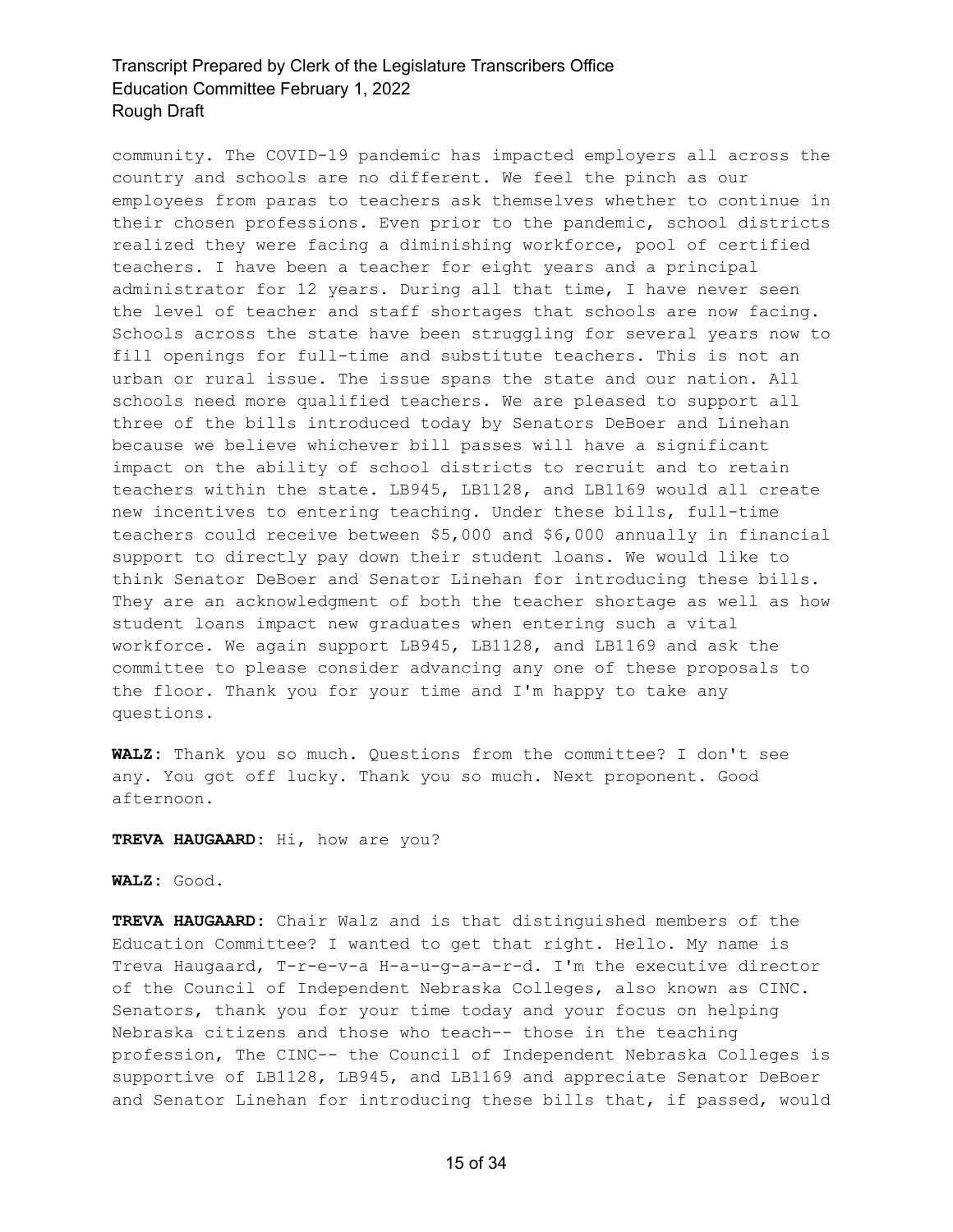community. The COVID-19 pandemic has impacted employers all across the country and schools are no different. We feel the pinch as our employees from paras to teachers ask themselves whether to continue in their chosen professions. Even prior to the pandemic, school districts realized they were facing a diminishing workforce, pool of certified teachers. I have been a teacher for eight years and a principal administrator for 12 years. During all that time, I have never seen the level of teacher and staff shortages that schools are now facing. Schools across the state have been struggling for several years now to fill openings for full-time and substitute teachers. This is not an urban or rural issue. The issue spans the state and our nation. All schools need more qualified teachers. We are pleased to support all three of the bills introduced today by Senators DeBoer and Linehan because we believe whichever bill passes will have a significant impact on the ability of school districts to recruit and to retain teachers within the state. LB945, LB1128, and LB1169 would all create new incentives to entering teaching. Under these bills, full-time teachers could receive between $5,000 and $6,000 annually in financial support to directly pay down their student loans. We would like to think Senator DeBoer and Senator Linehan for introducing these bills. They are an acknowledgment of both the teacher shortage as well as how student loans impact new graduates when entering such a vital workforce. We again support LB945, LB1128, and LB1169 and ask the committee to please consider advancing any one of these proposals to the floor. Thank you for your time and I'm happy to take any questions.

**WALZ:** Thank you so much. Questions from the committee? I don't see any. You got off lucky. Thank you so much. Next proponent. Good afternoon.

**TREVA HAUGAARD:** Hi, how are you?

**WALZ:** Good.

**TREVA HAUGAARD:** Chair Walz and is that distinguished members of the Education Committee? I wanted to get that right. Hello. My name is Treva Haugaard, T-r-e-v-a H-a-u-g-a-a-r-d. I'm the executive director of the Council of Independent Nebraska Colleges, also known as CINC. Senators, thank you for your time today and your focus on helping Nebraska citizens and those who teach-- those in the teaching profession, The CINC-- the Council of Independent Nebraska Colleges is supportive of LB1128, LB945, and LB1169 and appreciate Senator DeBoer and Senator Linehan for introducing these bills that, if passed, would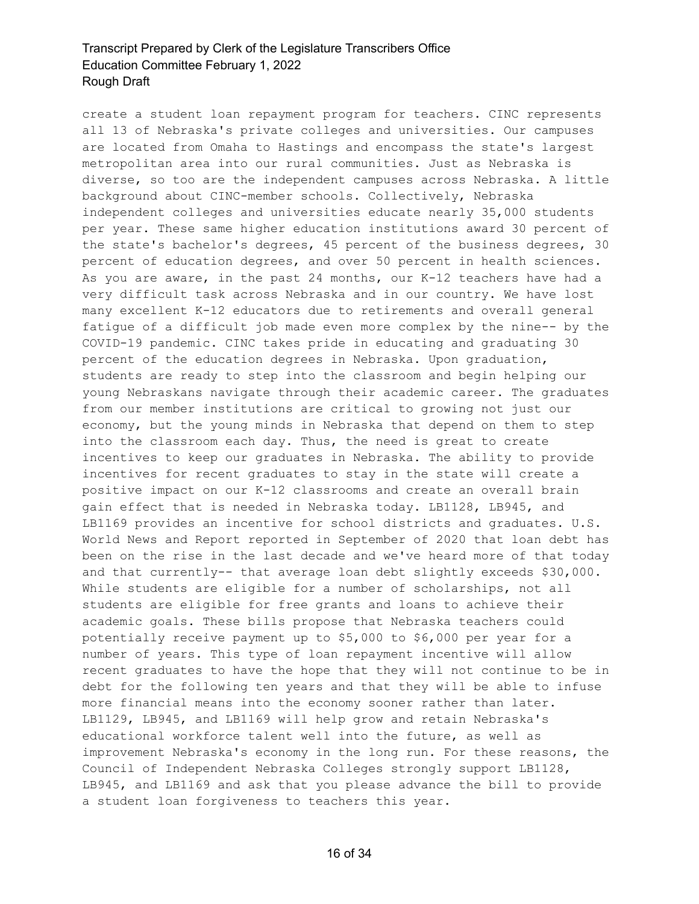create a student loan repayment program for teachers. CINC represents all 13 of Nebraska's private colleges and universities. Our campuses are located from Omaha to Hastings and encompass the state's largest metropolitan area into our rural communities. Just as Nebraska is diverse, so too are the independent campuses across Nebraska. A little background about CINC-member schools. Collectively, Nebraska independent colleges and universities educate nearly 35,000 students per year. These same higher education institutions award 30 percent of the state's bachelor's degrees, 45 percent of the business degrees, 30 percent of education degrees, and over 50 percent in health sciences. As you are aware, in the past 24 months, our K-12 teachers have had a very difficult task across Nebraska and in our country. We have lost many excellent K-12 educators due to retirements and overall general fatigue of a difficult job made even more complex by the nine-- by the COVID-19 pandemic. CINC takes pride in educating and graduating 30 percent of the education degrees in Nebraska. Upon graduation, students are ready to step into the classroom and begin helping our young Nebraskans navigate through their academic career. The graduates from our member institutions are critical to growing not just our economy, but the young minds in Nebraska that depend on them to step into the classroom each day. Thus, the need is great to create incentives to keep our graduates in Nebraska. The ability to provide incentives for recent graduates to stay in the state will create a positive impact on our K-12 classrooms and create an overall brain gain effect that is needed in Nebraska today. LB1128, LB945, and LB1169 provides an incentive for school districts and graduates. U.S. World News and Report reported in September of 2020 that loan debt has been on the rise in the last decade and we've heard more of that today and that currently-- that average loan debt slightly exceeds $30,000. While students are eligible for a number of scholarships, not all students are eligible for free grants and loans to achieve their academic goals. These bills propose that Nebraska teachers could potentially receive payment up to $5,000 to $6,000 per year for a number of years. This type of loan repayment incentive will allow recent graduates to have the hope that they will not continue to be in debt for the following ten years and that they will be able to infuse more financial means into the economy sooner rather than later. LB1129, LB945, and LB1169 will help grow and retain Nebraska's educational workforce talent well into the future, as well as improvement Nebraska's economy in the long run. For these reasons, the Council of Independent Nebraska Colleges strongly support LB1128, LB945, and LB1169 and ask that you please advance the bill to provide a student loan forgiveness to teachers this year.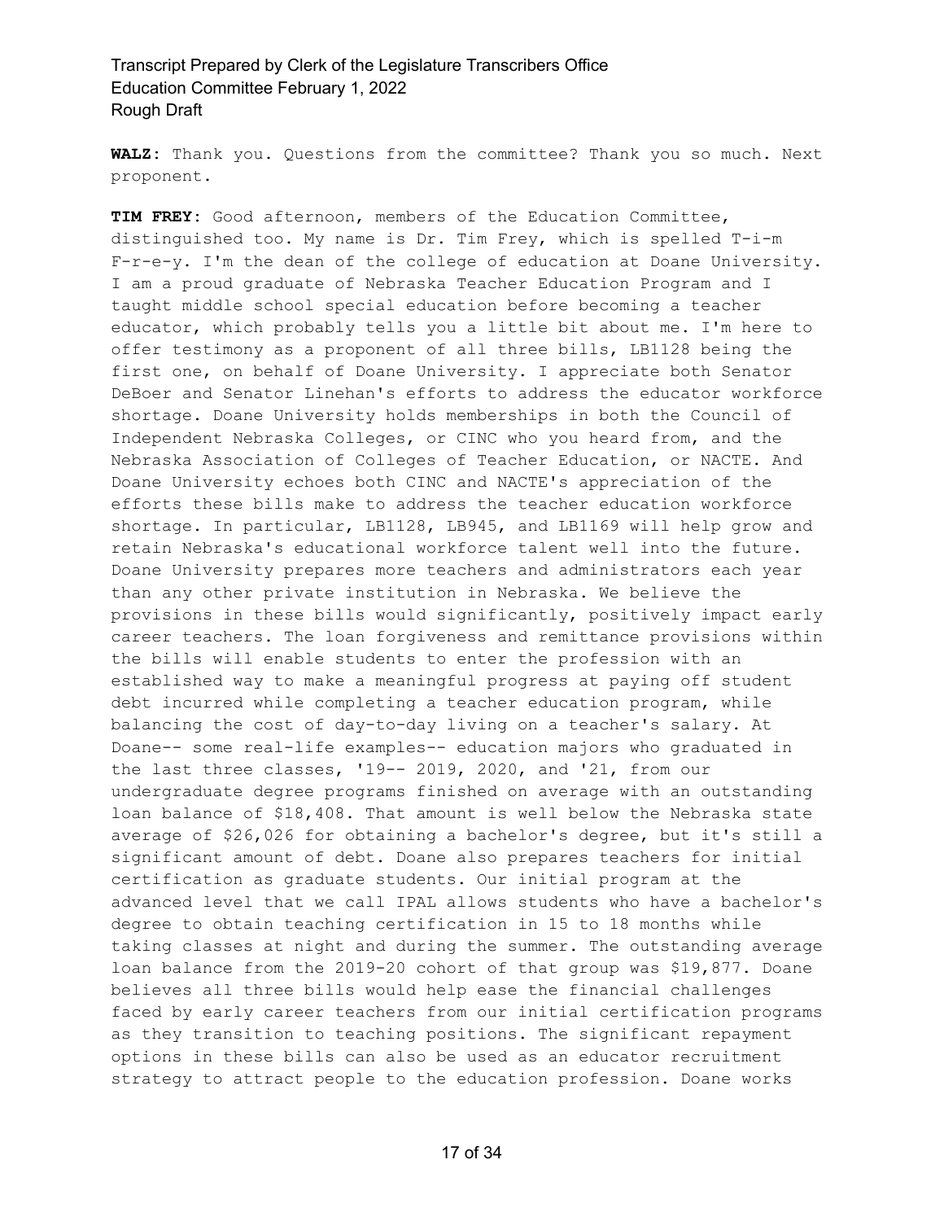**WALZ:** Thank you. Questions from the committee? Thank you so much. Next proponent.

**TIM FREY:** Good afternoon, members of the Education Committee, distinguished too. My name is Dr. Tim Frey, which is spelled T-i-m F-r-e-y. I'm the dean of the college of education at Doane University. I am a proud graduate of Nebraska Teacher Education Program and I taught middle school special education before becoming a teacher educator, which probably tells you a little bit about me. I'm here to offer testimony as a proponent of all three bills, LB1128 being the first one, on behalf of Doane University. I appreciate both Senator DeBoer and Senator Linehan's efforts to address the educator workforce shortage. Doane University holds memberships in both the Council of Independent Nebraska Colleges, or CINC who you heard from, and the Nebraska Association of Colleges of Teacher Education, or NACTE. And Doane University echoes both CINC and NACTE's appreciation of the efforts these bills make to address the teacher education workforce shortage. In particular, LB1128, LB945, and LB1169 will help grow and retain Nebraska's educational workforce talent well into the future. Doane University prepares more teachers and administrators each year than any other private institution in Nebraska. We believe the provisions in these bills would significantly, positively impact early career teachers. The loan forgiveness and remittance provisions within the bills will enable students to enter the profession with an established way to make a meaningful progress at paying off student debt incurred while completing a teacher education program, while balancing the cost of day-to-day living on a teacher's salary. At Doane-- some real-life examples-- education majors who graduated in the last three classes, '19-- 2019, 2020, and '21, from our undergraduate degree programs finished on average with an outstanding loan balance of $18,408. That amount is well below the Nebraska state average of $26,026 for obtaining a bachelor's degree, but it's still a significant amount of debt. Doane also prepares teachers for initial certification as graduate students. Our initial program at the advanced level that we call IPAL allows students who have a bachelor's degree to obtain teaching certification in 15 to 18 months while taking classes at night and during the summer. The outstanding average loan balance from the 2019-20 cohort of that group was $19,877. Doane believes all three bills would help ease the financial challenges faced by early career teachers from our initial certification programs as they transition to teaching positions. The significant repayment options in these bills can also be used as an educator recruitment strategy to attract people to the education profession. Doane works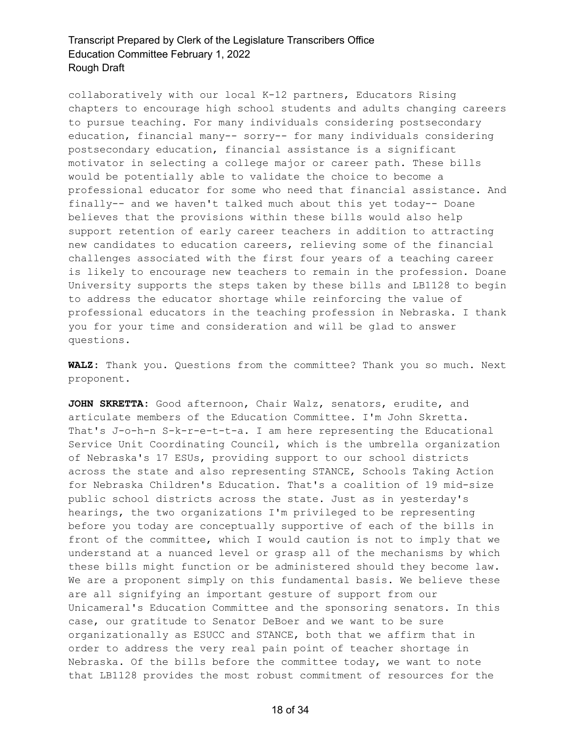collaboratively with our local K-12 partners, Educators Rising chapters to encourage high school students and adults changing careers to pursue teaching. For many individuals considering postsecondary education, financial many-- sorry-- for many individuals considering postsecondary education, financial assistance is a significant motivator in selecting a college major or career path. These bills would be potentially able to validate the choice to become a professional educator for some who need that financial assistance. And finally-- and we haven't talked much about this yet today-- Doane believes that the provisions within these bills would also help support retention of early career teachers in addition to attracting new candidates to education careers, relieving some of the financial challenges associated with the first four years of a teaching career is likely to encourage new teachers to remain in the profession. Doane University supports the steps taken by these bills and LB1128 to begin to address the educator shortage while reinforcing the value of professional educators in the teaching profession in Nebraska. I thank you for your time and consideration and will be glad to answer questions.

**WALZ:** Thank you. Questions from the committee? Thank you so much. Next proponent.

**JOHN SKRETTA:** Good afternoon, Chair Walz, senators, erudite, and articulate members of the Education Committee. I'm John Skretta. That's J-o-h-n S-k-r-e-t-t-a. I am here representing the Educational Service Unit Coordinating Council, which is the umbrella organization of Nebraska's 17 ESUs, providing support to our school districts across the state and also representing STANCE, Schools Taking Action for Nebraska Children's Education. That's a coalition of 19 mid-size public school districts across the state. Just as in yesterday's hearings, the two organizations I'm privileged to be representing before you today are conceptually supportive of each of the bills in front of the committee, which I would caution is not to imply that we understand at a nuanced level or grasp all of the mechanisms by which these bills might function or be administered should they become law. We are a proponent simply on this fundamental basis. We believe these are all signifying an important gesture of support from our Unicameral's Education Committee and the sponsoring senators. In this case, our gratitude to Senator DeBoer and we want to be sure organizationally as ESUCC and STANCE, both that we affirm that in order to address the very real pain point of teacher shortage in Nebraska. Of the bills before the committee today, we want to note that LB1128 provides the most robust commitment of resources for the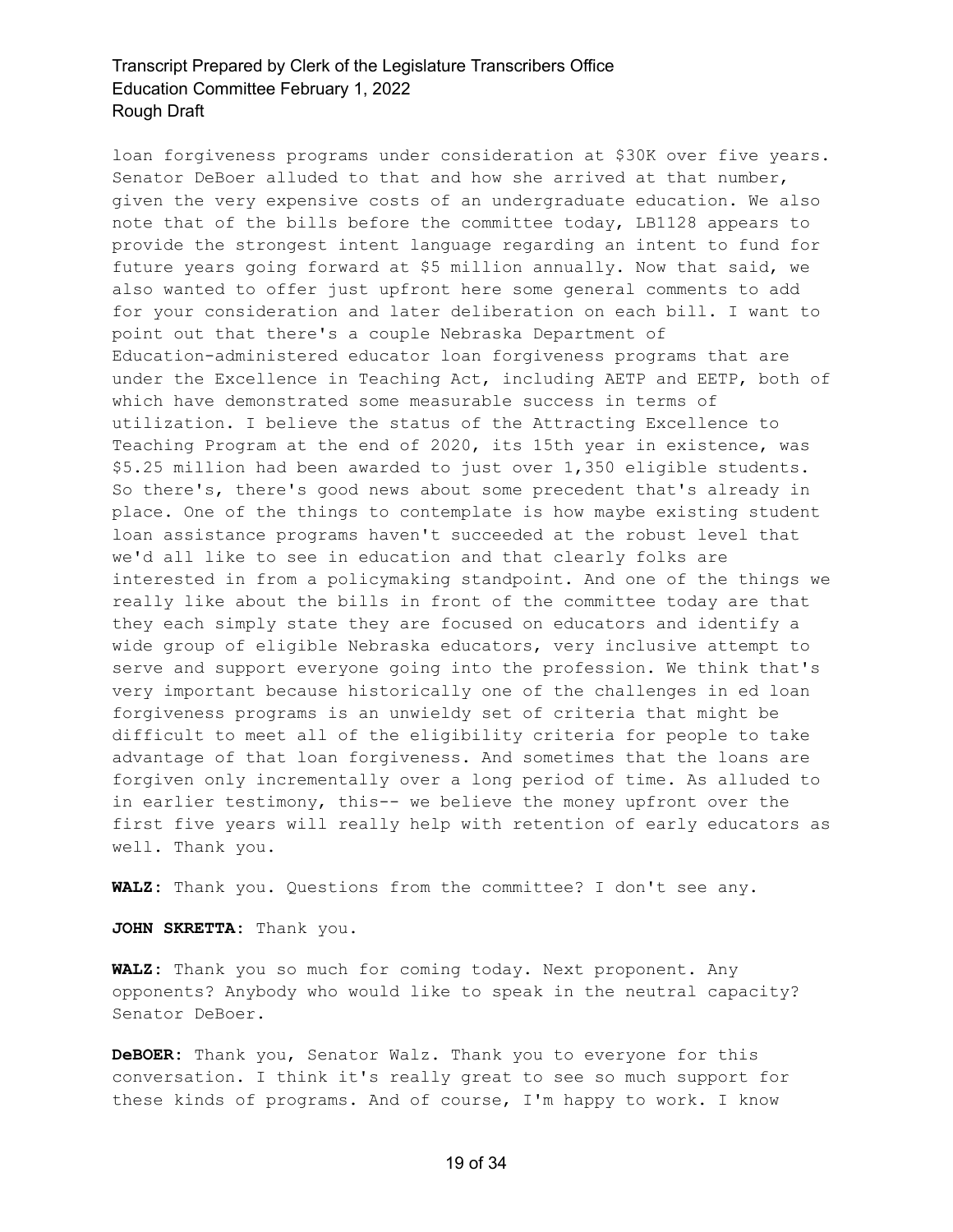loan forgiveness programs under consideration at $30K over five years. Senator DeBoer alluded to that and how she arrived at that number, given the very expensive costs of an undergraduate education. We also note that of the bills before the committee today, LB1128 appears to provide the strongest intent language regarding an intent to fund for future years going forward at $5 million annually. Now that said, we also wanted to offer just upfront here some general comments to add for your consideration and later deliberation on each bill. I want to point out that there's a couple Nebraska Department of Education-administered educator loan forgiveness programs that are under the Excellence in Teaching Act, including AETP and EETP, both of which have demonstrated some measurable success in terms of utilization. I believe the status of the Attracting Excellence to Teaching Program at the end of 2020, its 15th year in existence, was $5.25 million had been awarded to just over 1,350 eligible students. So there's, there's good news about some precedent that's already in place. One of the things to contemplate is how maybe existing student loan assistance programs haven't succeeded at the robust level that we'd all like to see in education and that clearly folks are interested in from a policymaking standpoint. And one of the things we really like about the bills in front of the committee today are that they each simply state they are focused on educators and identify a wide group of eligible Nebraska educators, very inclusive attempt to serve and support everyone going into the profession. We think that's very important because historically one of the challenges in ed loan forgiveness programs is an unwieldy set of criteria that might be difficult to meet all of the eligibility criteria for people to take advantage of that loan forgiveness. And sometimes that the loans are forgiven only incrementally over a long period of time. As alluded to in earlier testimony, this-- we believe the money upfront over the first five years will really help with retention of early educators as well. Thank you.

**WALZ:** Thank you. Questions from the committee? I don't see any.

**JOHN SKRETTA:** Thank you.

**WALZ:** Thank you so much for coming today. Next proponent. Any opponents? Anybody who would like to speak in the neutral capacity? Senator DeBoer.

**DeBOER:** Thank you, Senator Walz. Thank you to everyone for this conversation. I think it's really great to see so much support for these kinds of programs. And of course, I'm happy to work. I know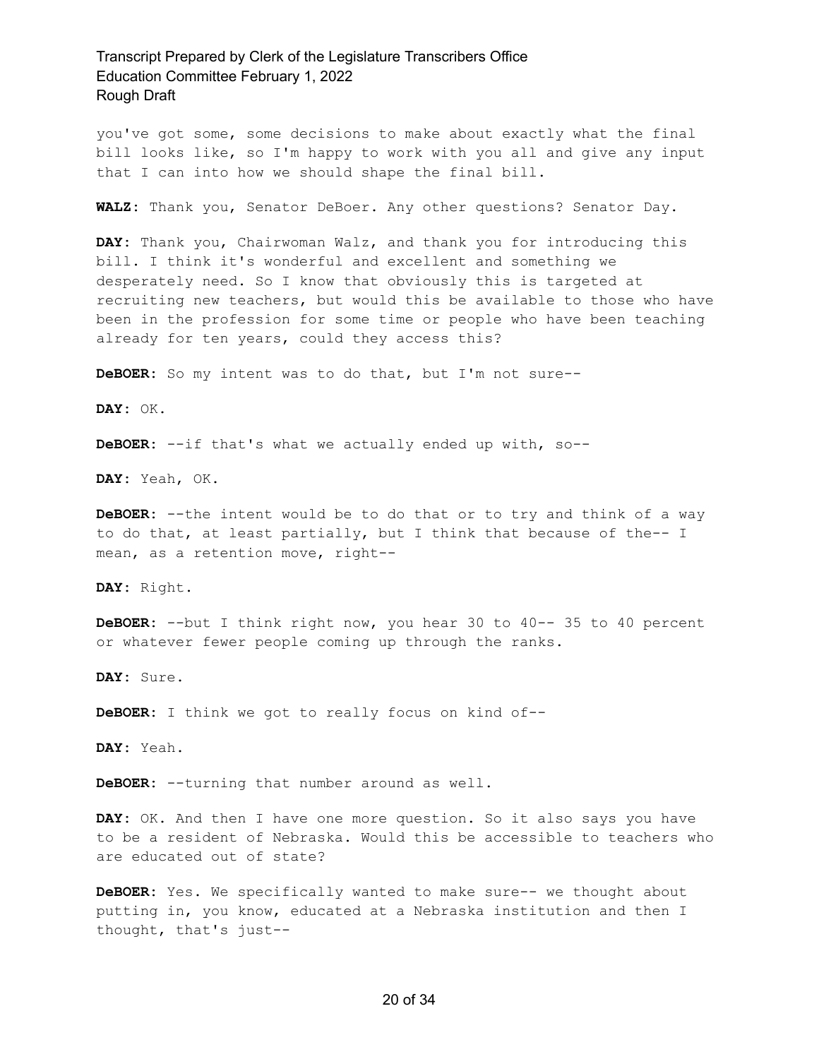you've got some, some decisions to make about exactly what the final bill looks like, so I'm happy to work with you all and give any input that I can into how we should shape the final bill.

**WALZ:** Thank you, Senator DeBoer. Any other questions? Senator Day.

**DAY:** Thank you, Chairwoman Walz, and thank you for introducing this bill. I think it's wonderful and excellent and something we desperately need. So I know that obviously this is targeted at recruiting new teachers, but would this be available to those who have been in the profession for some time or people who have been teaching already for ten years, could they access this?

**DeBOER:** So my intent was to do that, but I'm not sure--

**DAY:** OK.

**DeBOER:** --if that's what we actually ended up with, so--

**DAY:** Yeah, OK.

**DeBOER:** --the intent would be to do that or to try and think of a way to do that, at least partially, but I think that because of the-- I mean, as a retention move, right--

**DAY:** Right.

**DeBOER:** --but I think right now, you hear 30 to 40-- 35 to 40 percent or whatever fewer people coming up through the ranks.

**DAY:** Sure.

**DeBOER:** I think we got to really focus on kind of--

**DAY:** Yeah.

**DeBOER:** --turning that number around as well.

**DAY:** OK. And then I have one more question. So it also says you have to be a resident of Nebraska. Would this be accessible to teachers who are educated out of state?

**DeBOER:** Yes. We specifically wanted to make sure-- we thought about putting in, you know, educated at a Nebraska institution and then I thought, that's just--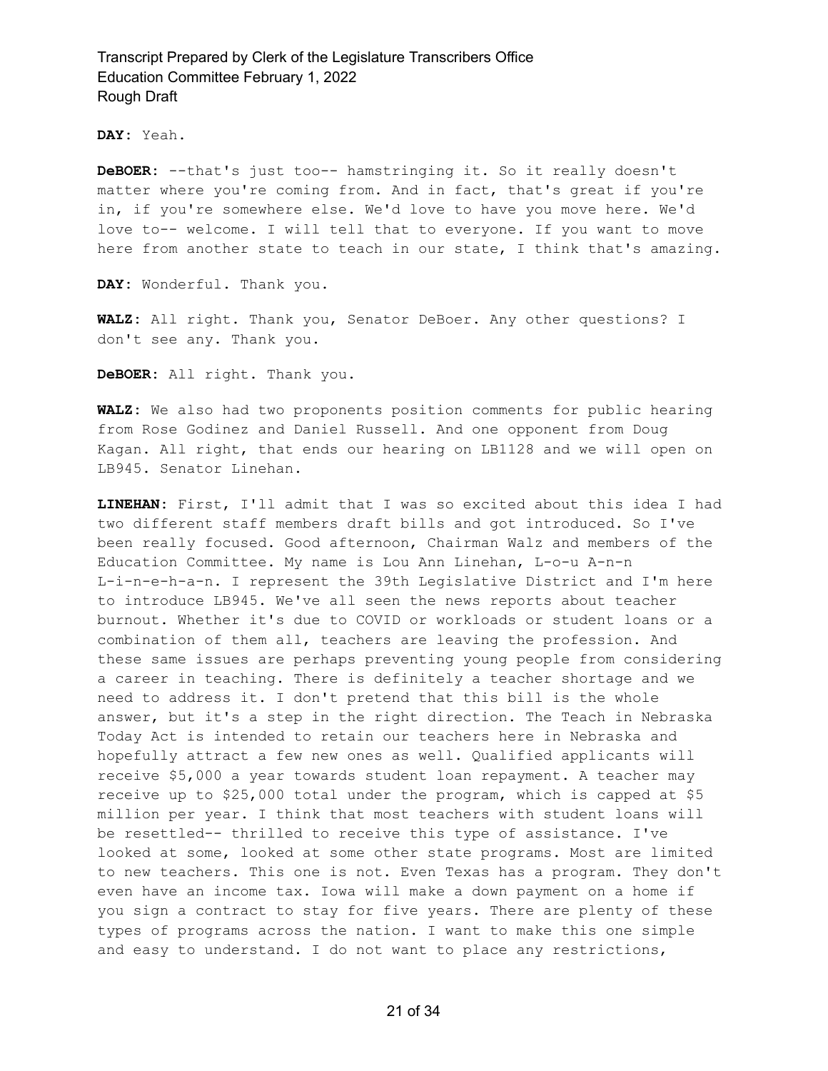**DAY:** Yeah.

**DeBOER:** --that's just too-- hamstringing it. So it really doesn't matter where you're coming from. And in fact, that's great if you're in, if you're somewhere else. We'd love to have you move here. We'd love to-- welcome. I will tell that to everyone. If you want to move here from another state to teach in our state, I think that's amazing.

**DAY:** Wonderful. Thank you.

**WALZ:** All right. Thank you, Senator DeBoer. Any other questions? I don't see any. Thank you.

**DeBOER:** All right. Thank you.

**WALZ:** We also had two proponents position comments for public hearing from Rose Godinez and Daniel Russell. And one opponent from Doug Kagan. All right, that ends our hearing on LB1128 and we will open on LB945. Senator Linehan.

**LINEHAN:** First, I'll admit that I was so excited about this idea I had two different staff members draft bills and got introduced. So I've been really focused. Good afternoon, Chairman Walz and members of the Education Committee. My name is Lou Ann Linehan, L-o-u A-n-n L-i-n-e-h-a-n. I represent the 39th Legislative District and I'm here to introduce LB945. We've all seen the news reports about teacher burnout. Whether it's due to COVID or workloads or student loans or a combination of them all, teachers are leaving the profession. And these same issues are perhaps preventing young people from considering a career in teaching. There is definitely a teacher shortage and we need to address it. I don't pretend that this bill is the whole answer, but it's a step in the right direction. The Teach in Nebraska Today Act is intended to retain our teachers here in Nebraska and hopefully attract a few new ones as well. Qualified applicants will receive $5,000 a year towards student loan repayment. A teacher may receive up to $25,000 total under the program, which is capped at $5 million per year. I think that most teachers with student loans will be resettled-- thrilled to receive this type of assistance. I've looked at some, looked at some other state programs. Most are limited to new teachers. This one is not. Even Texas has a program. They don't even have an income tax. Iowa will make a down payment on a home if you sign a contract to stay for five years. There are plenty of these types of programs across the nation. I want to make this one simple and easy to understand. I do not want to place any restrictions,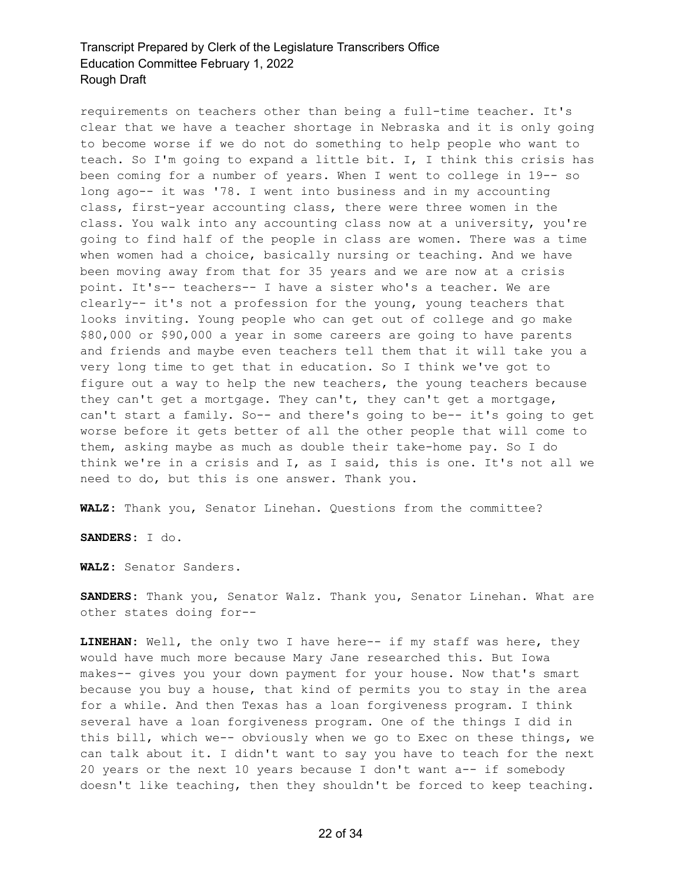requirements on teachers other than being a full-time teacher. It's clear that we have a teacher shortage in Nebraska and it is only going to become worse if we do not do something to help people who want to teach. So I'm going to expand a little bit. I, I think this crisis has been coming for a number of years. When I went to college in 19-- so long ago-- it was '78. I went into business and in my accounting class, first-year accounting class, there were three women in the class. You walk into any accounting class now at a university, you're going to find half of the people in class are women. There was a time when women had a choice, basically nursing or teaching. And we have been moving away from that for 35 years and we are now at a crisis point. It's-- teachers-- I have a sister who's a teacher. We are clearly-- it's not a profession for the young, young teachers that looks inviting. Young people who can get out of college and go make $80,000 or $90,000 a year in some careers are going to have parents and friends and maybe even teachers tell them that it will take you a very long time to get that in education. So I think we've got to figure out a way to help the new teachers, the young teachers because they can't get a mortgage. They can't, they can't get a mortgage, can't start a family. So-- and there's going to be-- it's going to get worse before it gets better of all the other people that will come to them, asking maybe as much as double their take-home pay. So I do think we're in a crisis and I, as I said, this is one. It's not all we need to do, but this is one answer. Thank you.

**WALZ:** Thank you, Senator Linehan. Questions from the committee?

**SANDERS:** I do.

**WALZ:** Senator Sanders.

**SANDERS:** Thank you, Senator Walz. Thank you, Senator Linehan. What are other states doing for--

**LINEHAN:** Well, the only two I have here-- if my staff was here, they would have much more because Mary Jane researched this. But Iowa makes-- gives you your down payment for your house. Now that's smart because you buy a house, that kind of permits you to stay in the area for a while. And then Texas has a loan forgiveness program. I think several have a loan forgiveness program. One of the things I did in this bill, which we-- obviously when we go to Exec on these things, we can talk about it. I didn't want to say you have to teach for the next 20 years or the next 10 years because I don't want a-- if somebody doesn't like teaching, then they shouldn't be forced to keep teaching.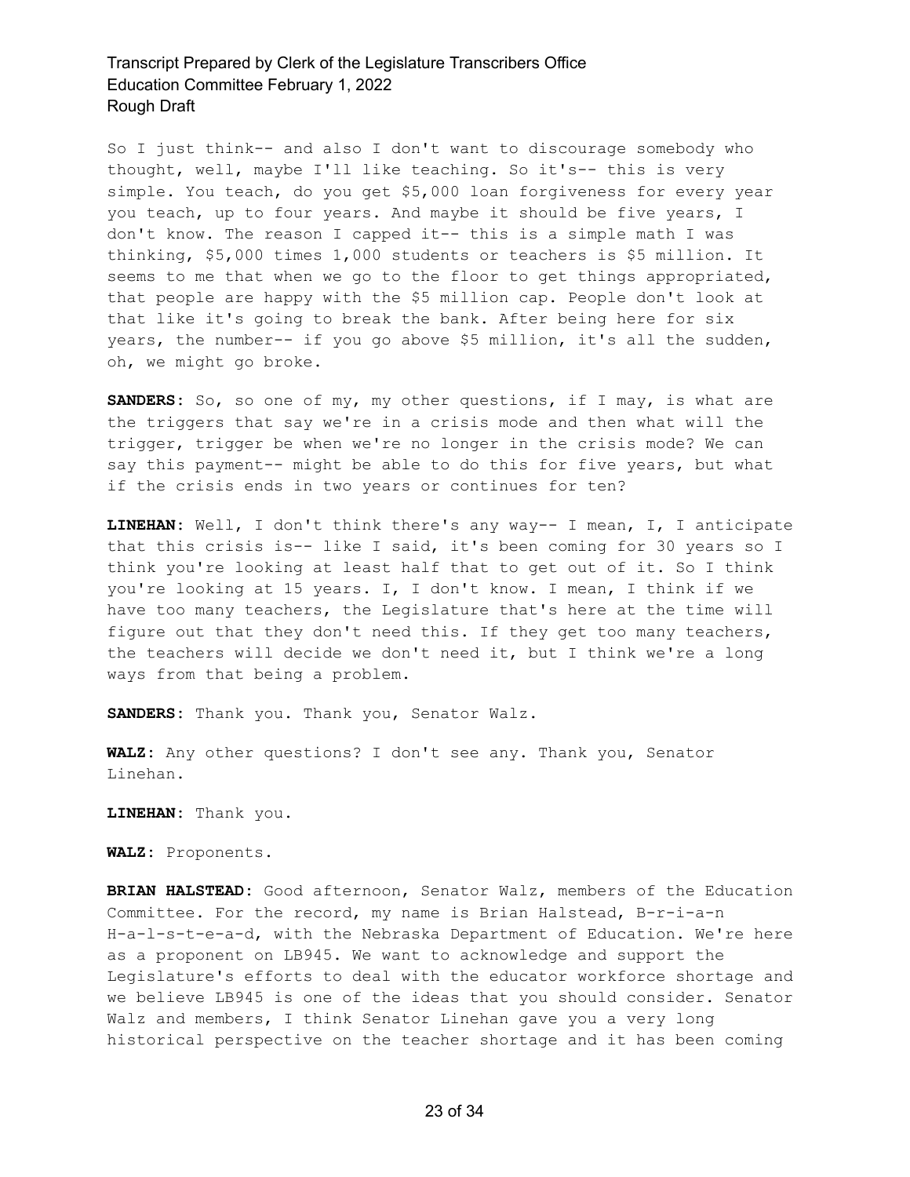So I just think-- and also I don't want to discourage somebody who thought, well, maybe I'll like teaching. So it's-- this is very simple. You teach, do you get $5,000 loan forgiveness for every year you teach, up to four years. And maybe it should be five years, I don't know. The reason I capped it-- this is a simple math I was thinking, $5,000 times 1,000 students or teachers is $5 million. It seems to me that when we go to the floor to get things appropriated, that people are happy with the $5 million cap. People don't look at that like it's going to break the bank. After being here for six years, the number-- if you go above $5 million, it's all the sudden, oh, we might go broke.

**SANDERS:** So, so one of my, my other questions, if I may, is what are the triggers that say we're in a crisis mode and then what will the trigger, trigger be when we're no longer in the crisis mode? We can say this payment-- might be able to do this for five years, but what if the crisis ends in two years or continues for ten?

**LINEHAN:** Well, I don't think there's any way-- I mean, I, I anticipate that this crisis is-- like I said, it's been coming for 30 years so I think you're looking at least half that to get out of it. So I think you're looking at 15 years. I, I don't know. I mean, I think if we have too many teachers, the Legislature that's here at the time will figure out that they don't need this. If they get too many teachers, the teachers will decide we don't need it, but I think we're a long ways from that being a problem.

**SANDERS:** Thank you. Thank you, Senator Walz.

**WALZ:** Any other questions? I don't see any. Thank you, Senator Linehan.

**LINEHAN:** Thank you.

**WALZ:** Proponents.

**BRIAN HALSTEAD:** Good afternoon, Senator Walz, members of the Education Committee. For the record, my name is Brian Halstead, B-r-i-a-n H-a-l-s-t-e-a-d, with the Nebraska Department of Education. We're here as a proponent on LB945. We want to acknowledge and support the Legislature's efforts to deal with the educator workforce shortage and we believe LB945 is one of the ideas that you should consider. Senator Walz and members, I think Senator Linehan gave you a very long historical perspective on the teacher shortage and it has been coming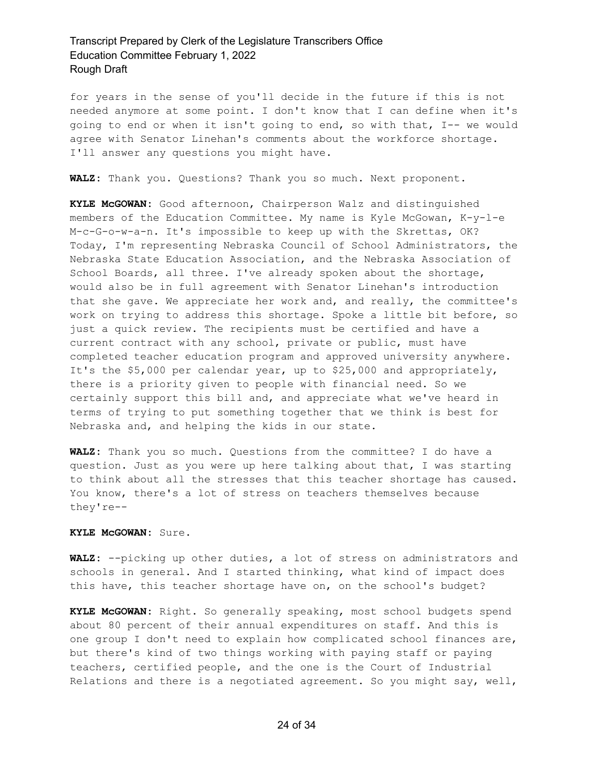for years in the sense of you'll decide in the future if this is not needed anymore at some point. I don't know that I can define when it's going to end or when it isn't going to end, so with that, I-- we would agree with Senator Linehan's comments about the workforce shortage. I'll answer any questions you might have.

**WALZ:** Thank you. Questions? Thank you so much. Next proponent.

**KYLE McGOWAN:** Good afternoon, Chairperson Walz and distinguished members of the Education Committee. My name is Kyle McGowan, K-y-l-e M-c-G-o-w-a-n. It's impossible to keep up with the Skrettas, OK? Today, I'm representing Nebraska Council of School Administrators, the Nebraska State Education Association, and the Nebraska Association of School Boards, all three. I've already spoken about the shortage, would also be in full agreement with Senator Linehan's introduction that she gave. We appreciate her work and, and really, the committee's work on trying to address this shortage. Spoke a little bit before, so just a quick review. The recipients must be certified and have a current contract with any school, private or public, must have completed teacher education program and approved university anywhere. It's the $5,000 per calendar year, up to $25,000 and appropriately, there is a priority given to people with financial need. So we certainly support this bill and, and appreciate what we've heard in terms of trying to put something together that we think is best for Nebraska and, and helping the kids in our state.

**WALZ:** Thank you so much. Questions from the committee? I do have a question. Just as you were up here talking about that, I was starting to think about all the stresses that this teacher shortage has caused. You know, there's a lot of stress on teachers themselves because they're--

**KYLE McGOWAN:** Sure.

**WALZ:** --picking up other duties, a lot of stress on administrators and schools in general. And I started thinking, what kind of impact does this have, this teacher shortage have on, on the school's budget?

**KYLE McGOWAN:** Right. So generally speaking, most school budgets spend about 80 percent of their annual expenditures on staff. And this is one group I don't need to explain how complicated school finances are, but there's kind of two things working with paying staff or paying teachers, certified people, and the one is the Court of Industrial Relations and there is a negotiated agreement. So you might say, well,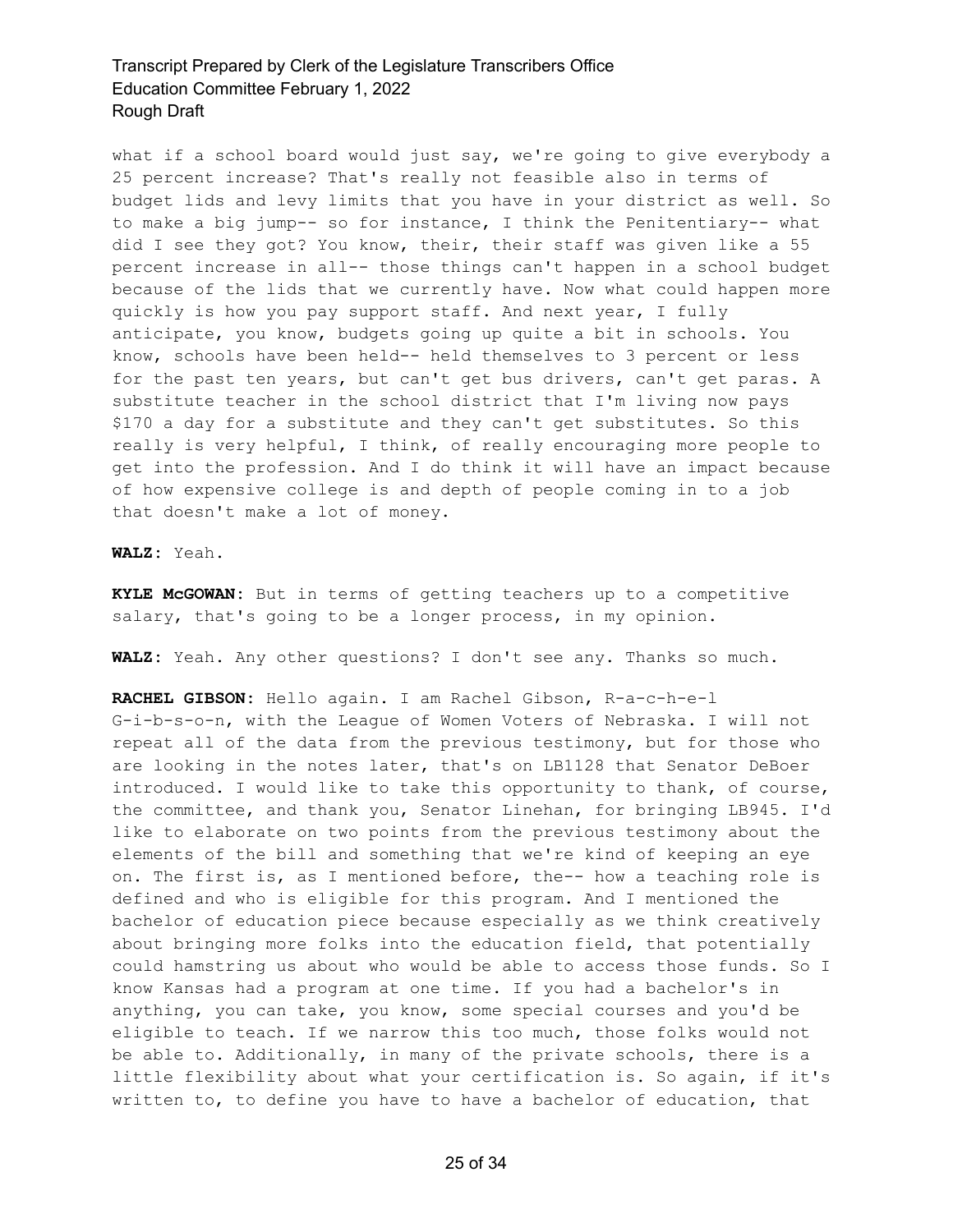what if a school board would just say, we're going to give everybody a 25 percent increase? That's really not feasible also in terms of budget lids and levy limits that you have in your district as well. So to make a big jump-- so for instance, I think the Penitentiary-- what did I see they got? You know, their, their staff was given like a 55 percent increase in all-- those things can't happen in a school budget because of the lids that we currently have. Now what could happen more quickly is how you pay support staff. And next year, I fully anticipate, you know, budgets going up quite a bit in schools. You know, schools have been held-- held themselves to 3 percent or less for the past ten years, but can't get bus drivers, can't get paras. A substitute teacher in the school district that I'm living now pays $170 a day for a substitute and they can't get substitutes. So this really is very helpful, I think, of really encouraging more people to get into the profession. And I do think it will have an impact because of how expensive college is and depth of people coming in to a job that doesn't make a lot of money.

**WALZ:** Yeah.

**KYLE McGOWAN:** But in terms of getting teachers up to a competitive salary, that's going to be a longer process, in my opinion.

**WALZ:** Yeah. Any other questions? I don't see any. Thanks so much.

**RACHEL GIBSON:** Hello again. I am Rachel Gibson, R-a-c-h-e-l G-i-b-s-o-n, with the League of Women Voters of Nebraska. I will not repeat all of the data from the previous testimony, but for those who are looking in the notes later, that's on LB1128 that Senator DeBoer introduced. I would like to take this opportunity to thank, of course, the committee, and thank you, Senator Linehan, for bringing LB945. I'd like to elaborate on two points from the previous testimony about the elements of the bill and something that we're kind of keeping an eye on. The first is, as I mentioned before, the-- how a teaching role is defined and who is eligible for this program. And I mentioned the bachelor of education piece because especially as we think creatively about bringing more folks into the education field, that potentially could hamstring us about who would be able to access those funds. So I know Kansas had a program at one time. If you had a bachelor's in anything, you can take, you know, some special courses and you'd be eligible to teach. If we narrow this too much, those folks would not be able to. Additionally, in many of the private schools, there is a little flexibility about what your certification is. So again, if it's written to, to define you have to have a bachelor of education, that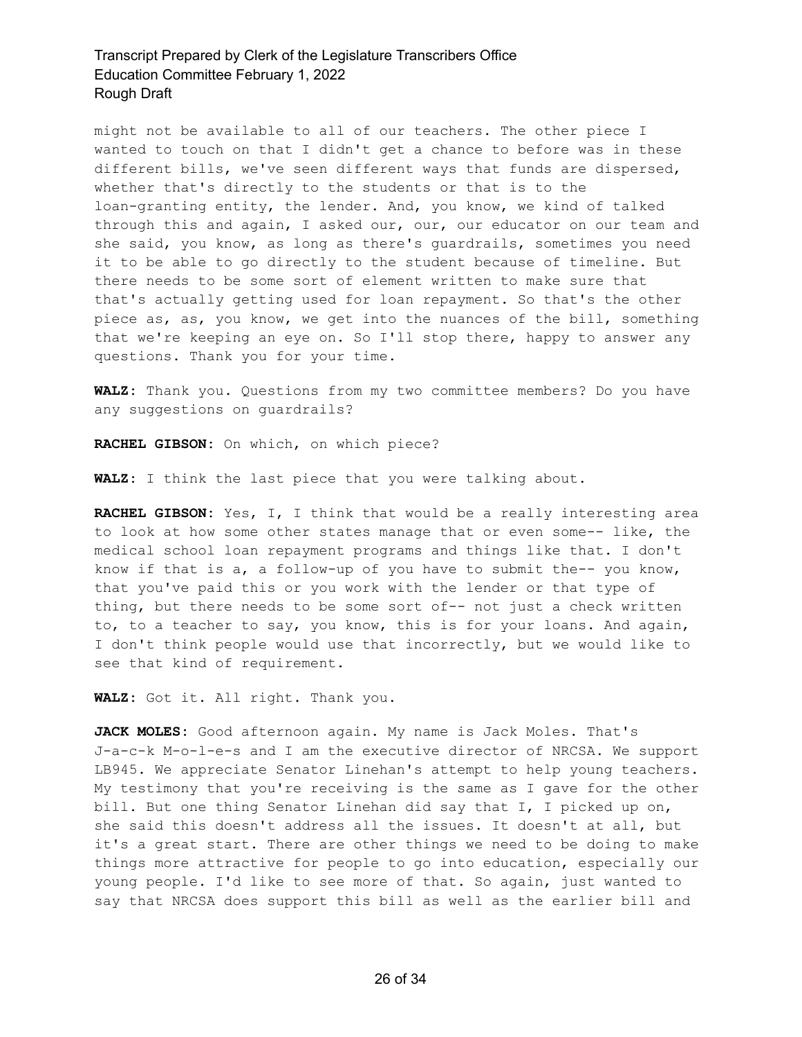might not be available to all of our teachers. The other piece I wanted to touch on that I didn't get a chance to before was in these different bills, we've seen different ways that funds are dispersed, whether that's directly to the students or that is to the loan-granting entity, the lender. And, you know, we kind of talked through this and again, I asked our, our, our educator on our team and she said, you know, as long as there's guardrails, sometimes you need it to be able to go directly to the student because of timeline. But there needs to be some sort of element written to make sure that that's actually getting used for loan repayment. So that's the other piece as, as, you know, we get into the nuances of the bill, something that we're keeping an eye on. So I'll stop there, happy to answer any questions. Thank you for your time.

**WALZ:** Thank you. Questions from my two committee members? Do you have any suggestions on guardrails?

**RACHEL GIBSON:** On which, on which piece?

**WALZ:** I think the last piece that you were talking about.

**RACHEL GIBSON:** Yes, I, I think that would be a really interesting area to look at how some other states manage that or even some-- like, the medical school loan repayment programs and things like that. I don't know if that is a, a follow-up of you have to submit the-- you know, that you've paid this or you work with the lender or that type of thing, but there needs to be some sort of-- not just a check written to, to a teacher to say, you know, this is for your loans. And again, I don't think people would use that incorrectly, but we would like to see that kind of requirement.

**WALZ:** Got it. All right. Thank you.

**JACK MOLES:** Good afternoon again. My name is Jack Moles. That's J-a-c-k M-o-l-e-s and I am the executive director of NRCSA. We support LB945. We appreciate Senator Linehan's attempt to help young teachers. My testimony that you're receiving is the same as I gave for the other bill. But one thing Senator Linehan did say that I, I picked up on, she said this doesn't address all the issues. It doesn't at all, but it's a great start. There are other things we need to be doing to make things more attractive for people to go into education, especially our young people. I'd like to see more of that. So again, just wanted to say that NRCSA does support this bill as well as the earlier bill and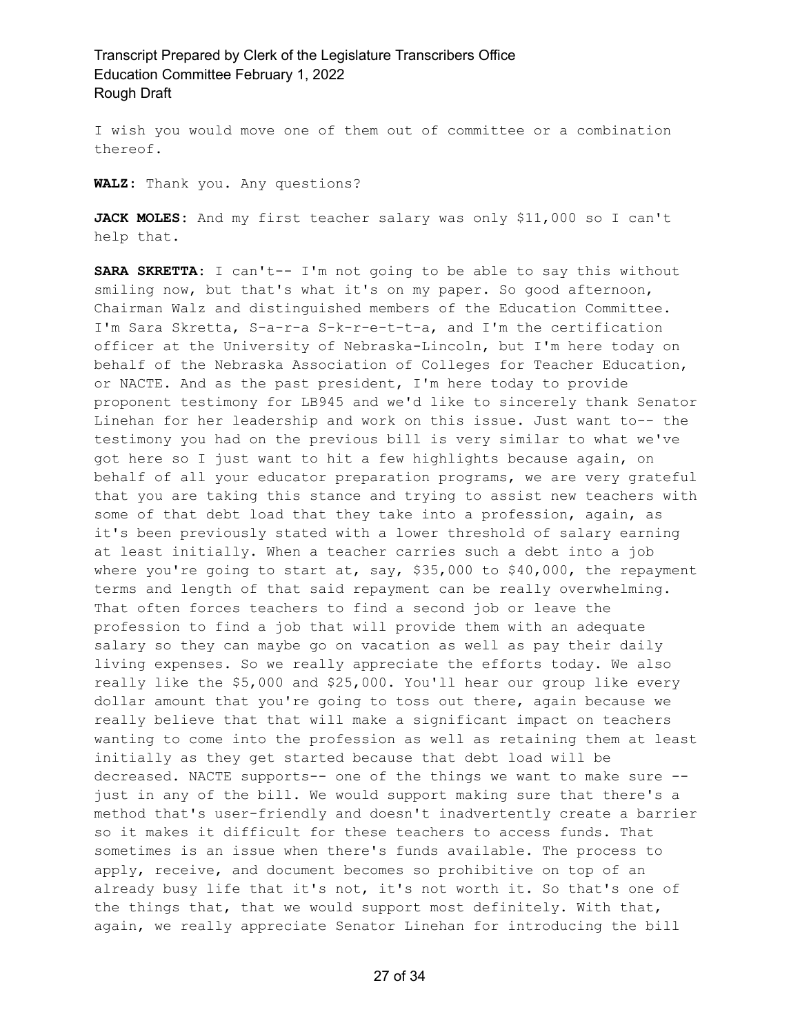I wish you would move one of them out of committee or a combination thereof.

**WALZ:** Thank you. Any questions?

**JACK MOLES:** And my first teacher salary was only $11,000 so I can't help that.

**SARA SKRETTA:** I can't-- I'm not going to be able to say this without smiling now, but that's what it's on my paper. So good afternoon, Chairman Walz and distinguished members of the Education Committee. I'm Sara Skretta, S-a-r-a S-k-r-e-t-t-a, and I'm the certification officer at the University of Nebraska-Lincoln, but I'm here today on behalf of the Nebraska Association of Colleges for Teacher Education, or NACTE. And as the past president, I'm here today to provide proponent testimony for LB945 and we'd like to sincerely thank Senator Linehan for her leadership and work on this issue. Just want to-- the testimony you had on the previous bill is very similar to what we've got here so I just want to hit a few highlights because again, on behalf of all your educator preparation programs, we are very grateful that you are taking this stance and trying to assist new teachers with some of that debt load that they take into a profession, again, as it's been previously stated with a lower threshold of salary earning at least initially. When a teacher carries such a debt into a job where you're going to start at, say, $35,000 to $40,000, the repayment terms and length of that said repayment can be really overwhelming. That often forces teachers to find a second job or leave the profession to find a job that will provide them with an adequate salary so they can maybe go on vacation as well as pay their daily living expenses. So we really appreciate the efforts today. We also really like the $5,000 and $25,000. You'll hear our group like every dollar amount that you're going to toss out there, again because we really believe that that will make a significant impact on teachers wanting to come into the profession as well as retaining them at least initially as they get started because that debt load will be decreased. NACTE supports-- one of the things we want to make sure -- just in any of the bill. We would support making sure that there's a method that's user-friendly and doesn't inadvertently create a barrier so it makes it difficult for these teachers to access funds. That sometimes is an issue when there's funds available. The process to apply, receive, and document becomes so prohibitive on top of an already busy life that it's not, it's not worth it. So that's one of the things that, that we would support most definitely. With that, again, we really appreciate Senator Linehan for introducing the bill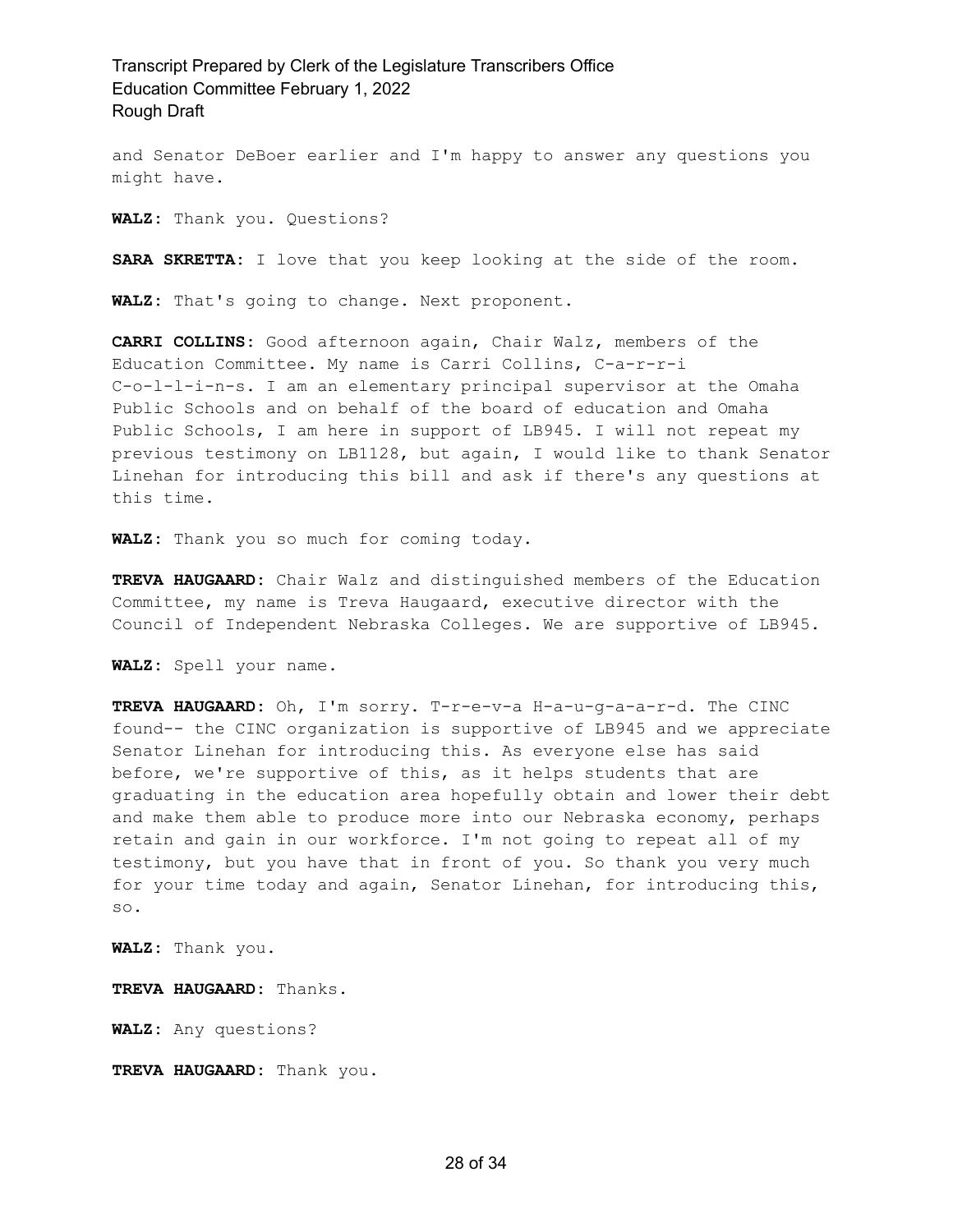and Senator DeBoer earlier and I'm happy to answer any questions you might have.

**WALZ:** Thank you. Questions?

**SARA SKRETTA:** I love that you keep looking at the side of the room.

**WALZ:** That's going to change. Next proponent.

**CARRI COLLINS:** Good afternoon again, Chair Walz, members of the Education Committee. My name is Carri Collins, C-a-r-r-i C-o-l-l-i-n-s. I am an elementary principal supervisor at the Omaha Public Schools and on behalf of the board of education and Omaha Public Schools, I am here in support of LB945. I will not repeat my previous testimony on LB1128, but again, I would like to thank Senator Linehan for introducing this bill and ask if there's any questions at this time.

**WALZ:** Thank you so much for coming today.

**TREVA HAUGAARD:** Chair Walz and distinguished members of the Education Committee, my name is Treva Haugaard, executive director with the Council of Independent Nebraska Colleges. We are supportive of LB945.

**WALZ:** Spell your name.

**TREVA HAUGAARD:** Oh, I'm sorry. T-r-e-v-a H-a-u-g-a-a-r-d. The CINC found-- the CINC organization is supportive of LB945 and we appreciate Senator Linehan for introducing this. As everyone else has said before, we're supportive of this, as it helps students that are graduating in the education area hopefully obtain and lower their debt and make them able to produce more into our Nebraska economy, perhaps retain and gain in our workforce. I'm not going to repeat all of my testimony, but you have that in front of you. So thank you very much for your time today and again, Senator Linehan, for introducing this, so.

**WALZ:** Thank you.

**TREVA HAUGAARD:** Thanks.

**WALZ:** Any questions?

**TREVA HAUGAARD:** Thank you.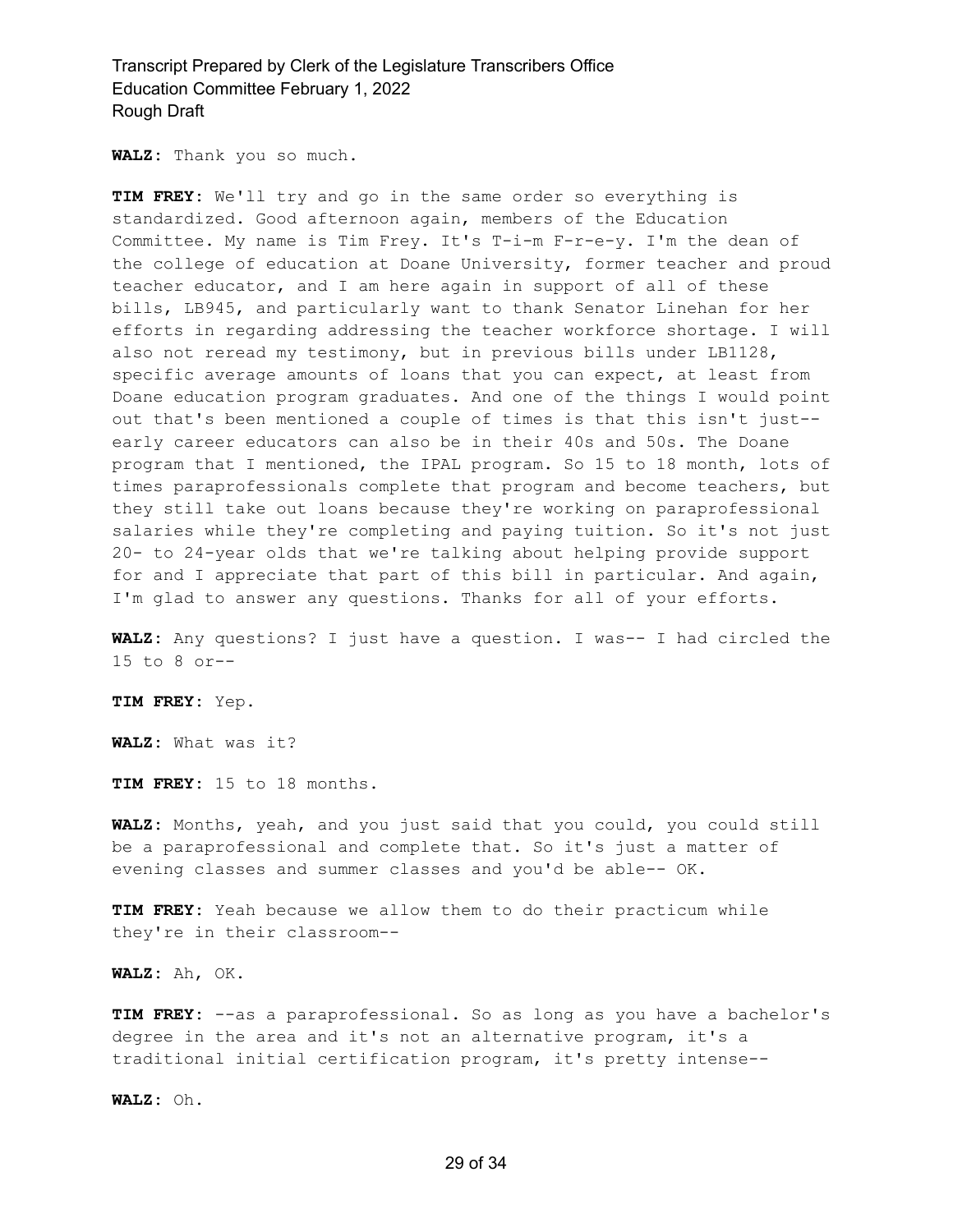**WALZ:** Thank you so much.

**TIM FREY:** We'll try and go in the same order so everything is standardized. Good afternoon again, members of the Education Committee. My name is Tim Frey. It's T-i-m F-r-e-y. I'm the dean of the college of education at Doane University, former teacher and proud teacher educator, and I am here again in support of all of these bills, LB945, and particularly want to thank Senator Linehan for her efforts in regarding addressing the teacher workforce shortage. I will also not reread my testimony, but in previous bills under LB1128, specific average amounts of loans that you can expect, at least from Doane education program graduates. And one of the things I would point out that's been mentioned a couple of times is that this isn't just-- early career educators can also be in their 40s and 50s. The Doane program that I mentioned, the IPAL program. So 15 to 18 month, lots of times paraprofessionals complete that program and become teachers, but they still take out loans because they're working on paraprofessional salaries while they're completing and paying tuition. So it's not just 20- to 24-year olds that we're talking about helping provide support for and I appreciate that part of this bill in particular. And again, I'm glad to answer any questions. Thanks for all of your efforts.

**WALZ:** Any questions? I just have a question. I was-- I had circled the 15 to 8 or--

**TIM FREY:** Yep.

**WALZ:** What was it?

**TIM FREY:** 15 to 18 months.

**WALZ:** Months, yeah, and you just said that you could, you could still be a paraprofessional and complete that. So it's just a matter of evening classes and summer classes and you'd be able-- OK.

**TIM FREY:** Yeah because we allow them to do their practicum while they're in their classroom--

**WALZ:** Ah, OK.

**TIM FREY:** --as a paraprofessional. So as long as you have a bachelor's degree in the area and it's not an alternative program, it's a traditional initial certification program, it's pretty intense--

**WALZ:** Oh.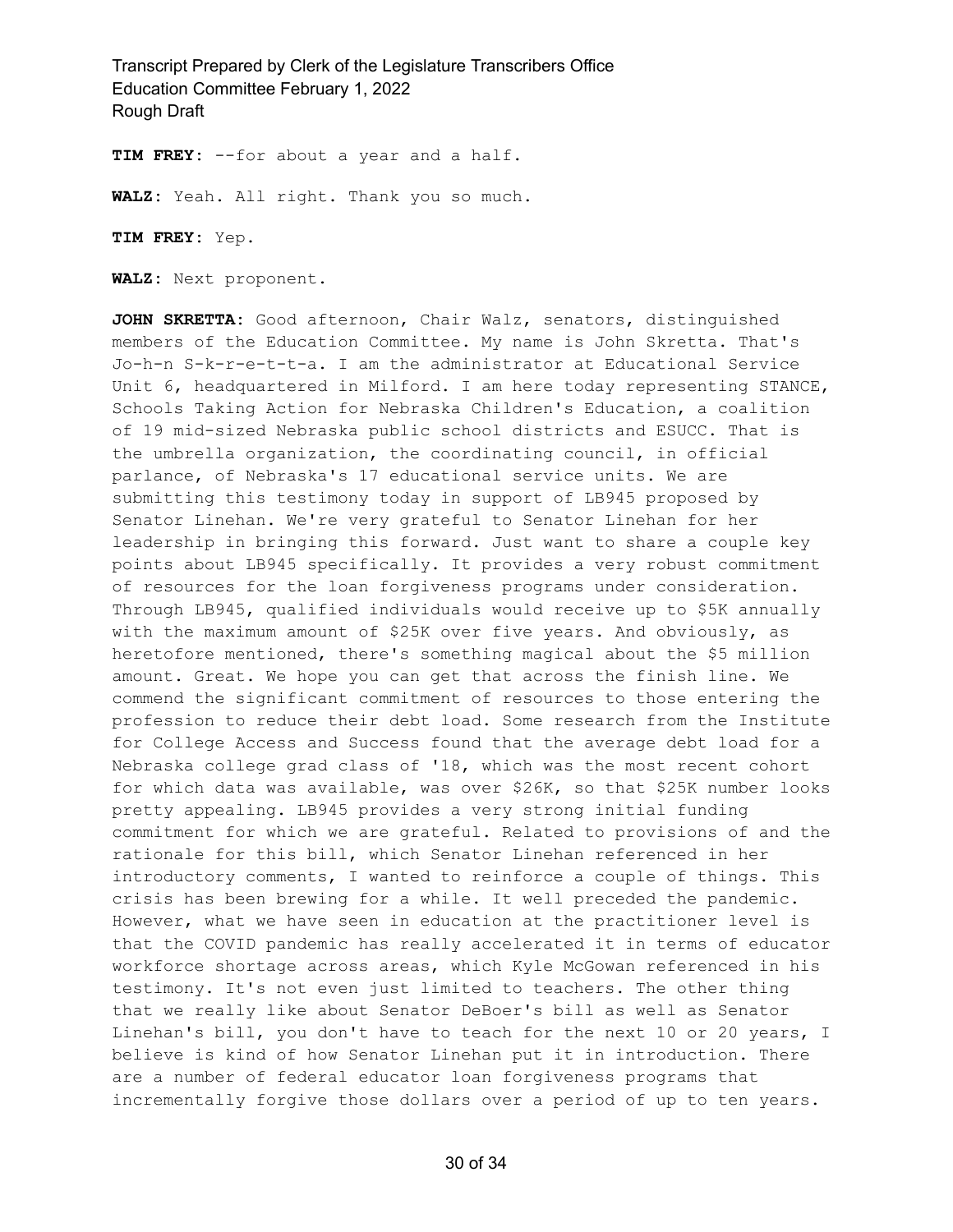**TIM FREY:** --for about a year and a half.

**WALZ:** Yeah. All right. Thank you so much.

**TIM FREY:** Yep.

**WALZ:** Next proponent.

**JOHN SKRETTA:** Good afternoon, Chair Walz, senators, distinguished members of the Education Committee. My name is John Skretta. That's Jo-h-n S-k-r-e-t-t-a. I am the administrator at Educational Service Unit 6, headquartered in Milford. I am here today representing STANCE, Schools Taking Action for Nebraska Children's Education, a coalition of 19 mid-sized Nebraska public school districts and ESUCC. That is the umbrella organization, the coordinating council, in official parlance, of Nebraska's 17 educational service units. We are submitting this testimony today in support of LB945 proposed by Senator Linehan. We're very grateful to Senator Linehan for her leadership in bringing this forward. Just want to share a couple key points about LB945 specifically. It provides a very robust commitment of resources for the loan forgiveness programs under consideration. Through LB945, qualified individuals would receive up to $5K annually with the maximum amount of $25K over five years. And obviously, as heretofore mentioned, there's something magical about the $5 million amount. Great. We hope you can get that across the finish line. We commend the significant commitment of resources to those entering the profession to reduce their debt load. Some research from the Institute for College Access and Success found that the average debt load for a Nebraska college grad class of '18, which was the most recent cohort for which data was available, was over $26K, so that $25K number looks pretty appealing. LB945 provides a very strong initial funding commitment for which we are grateful. Related to provisions of and the rationale for this bill, which Senator Linehan referenced in her introductory comments, I wanted to reinforce a couple of things. This crisis has been brewing for a while. It well preceded the pandemic. However, what we have seen in education at the practitioner level is that the COVID pandemic has really accelerated it in terms of educator workforce shortage across areas, which Kyle McGowan referenced in his testimony. It's not even just limited to teachers. The other thing that we really like about Senator DeBoer's bill as well as Senator Linehan's bill, you don't have to teach for the next 10 or 20 years, I believe is kind of how Senator Linehan put it in introduction. There are a number of federal educator loan forgiveness programs that incrementally forgive those dollars over a period of up to ten years.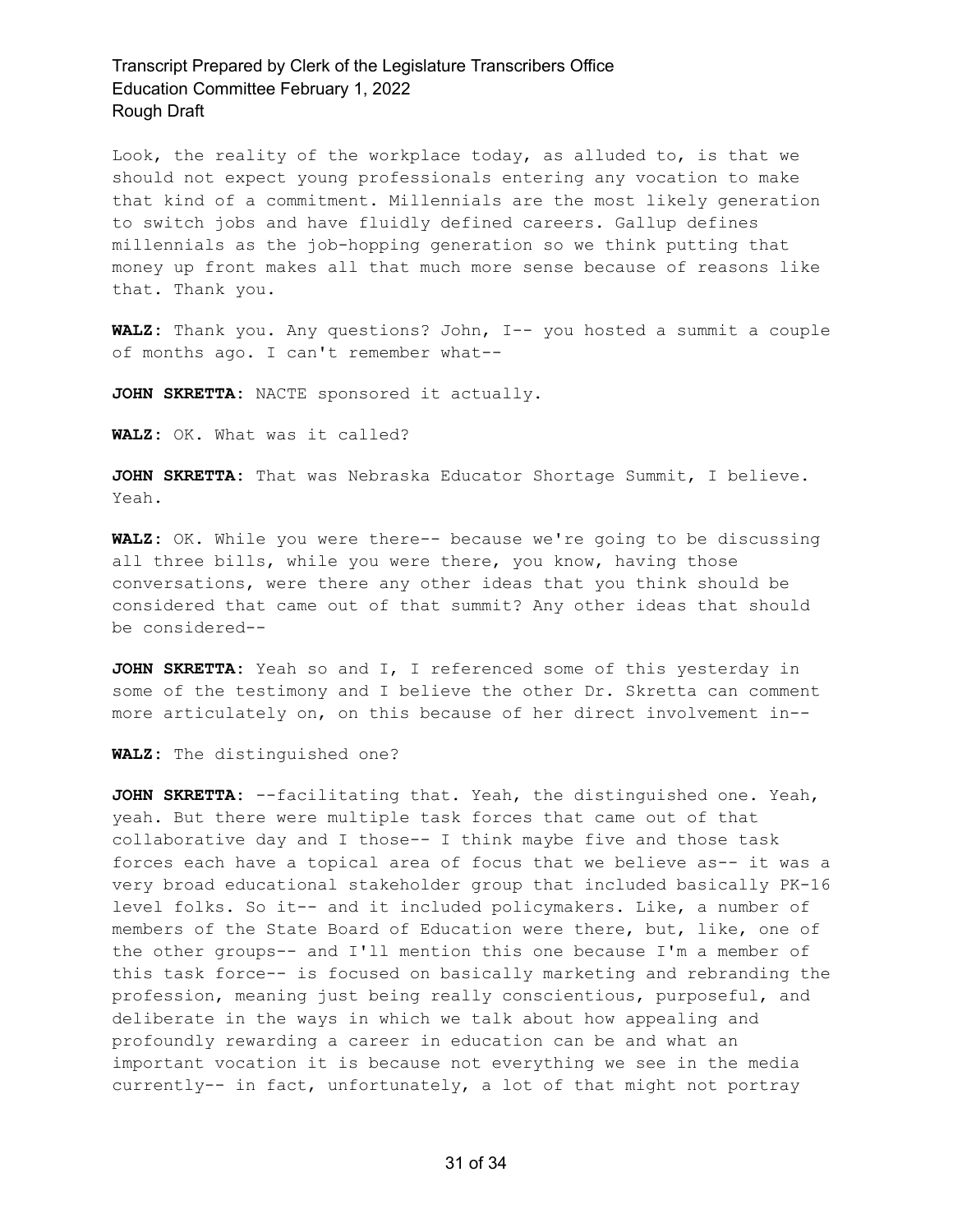Look, the reality of the workplace today, as alluded to, is that we should not expect young professionals entering any vocation to make that kind of a commitment. Millennials are the most likely generation to switch jobs and have fluidly defined careers. Gallup defines millennials as the job-hopping generation so we think putting that money up front makes all that much more sense because of reasons like that. Thank you.

**WALZ:** Thank you. Any questions? John, I-- you hosted a summit a couple of months ago. I can't remember what--

**JOHN SKRETTA:** NACTE sponsored it actually.

**WALZ:** OK. What was it called?

**JOHN SKRETTA:** That was Nebraska Educator Shortage Summit, I believe. Yeah.

**WALZ:** OK. While you were there-- because we're going to be discussing all three bills, while you were there, you know, having those conversations, were there any other ideas that you think should be considered that came out of that summit? Any other ideas that should be considered--

**JOHN SKRETTA:** Yeah so and I, I referenced some of this yesterday in some of the testimony and I believe the other Dr. Skretta can comment more articulately on, on this because of her direct involvement in--

**WALZ:** The distinguished one?

**JOHN SKRETTA:** --facilitating that. Yeah, the distinguished one. Yeah, yeah. But there were multiple task forces that came out of that collaborative day and I those-- I think maybe five and those task forces each have a topical area of focus that we believe as-- it was a very broad educational stakeholder group that included basically PK-16 level folks. So it-- and it included policymakers. Like, a number of members of the State Board of Education were there, but, like, one of the other groups-- and I'll mention this one because I'm a member of this task force-- is focused on basically marketing and rebranding the profession, meaning just being really conscientious, purposeful, and deliberate in the ways in which we talk about how appealing and profoundly rewarding a career in education can be and what an important vocation it is because not everything we see in the media currently-- in fact, unfortunately, a lot of that might not portray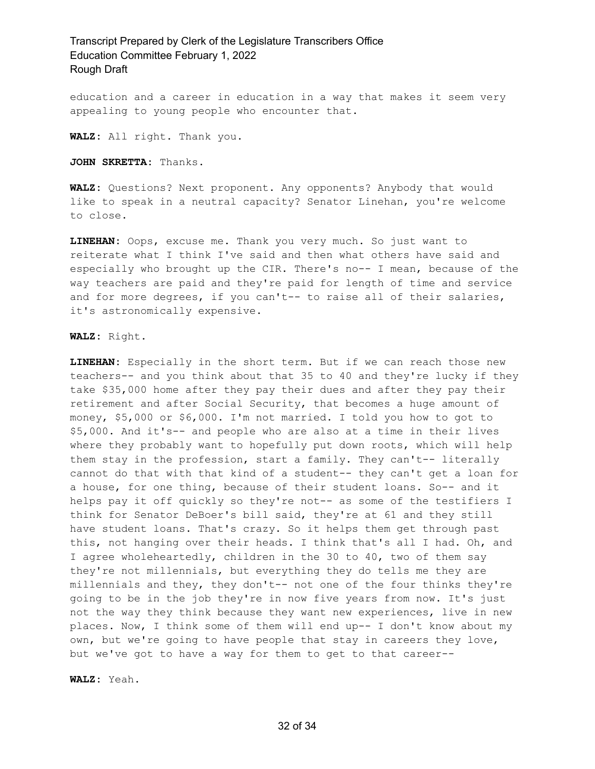education and a career in education in a way that makes it seem very appealing to young people who encounter that.

**WALZ:** All right. Thank you.

**JOHN SKRETTA:** Thanks.

**WALZ:** Questions? Next proponent. Any opponents? Anybody that would like to speak in a neutral capacity? Senator Linehan, you're welcome to close.

**LINEHAN:** Oops, excuse me. Thank you very much. So just want to reiterate what I think I've said and then what others have said and especially who brought up the CIR. There's no-- I mean, because of the way teachers are paid and they're paid for length of time and service and for more degrees, if you can't-- to raise all of their salaries, it's astronomically expensive.

**WALZ:** Right.

**LINEHAN:** Especially in the short term. But if we can reach those new teachers-- and you think about that 35 to 40 and they're lucky if they take $35,000 home after they pay their dues and after they pay their retirement and after Social Security, that becomes a huge amount of money, $5,000 or $6,000. I'm not married. I told you how to got to $5,000. And it's-- and people who are also at a time in their lives where they probably want to hopefully put down roots, which will help them stay in the profession, start a family. They can't-- literally cannot do that with that kind of a student-- they can't get a loan for a house, for one thing, because of their student loans. So-- and it helps pay it off quickly so they're not-- as some of the testifiers I think for Senator DeBoer's bill said, they're at 61 and they still have student loans. That's crazy. So it helps them get through past this, not hanging over their heads. I think that's all I had. Oh, and I agree wholeheartedly, children in the 30 to 40, two of them say they're not millennials, but everything they do tells me they are millennials and they, they don't-- not one of the four thinks they're going to be in the job they're in now five years from now. It's just not the way they think because they want new experiences, live in new places. Now, I think some of them will end up-- I don't know about my own, but we're going to have people that stay in careers they love, but we've got to have a way for them to get to that career--

**WALZ:** Yeah.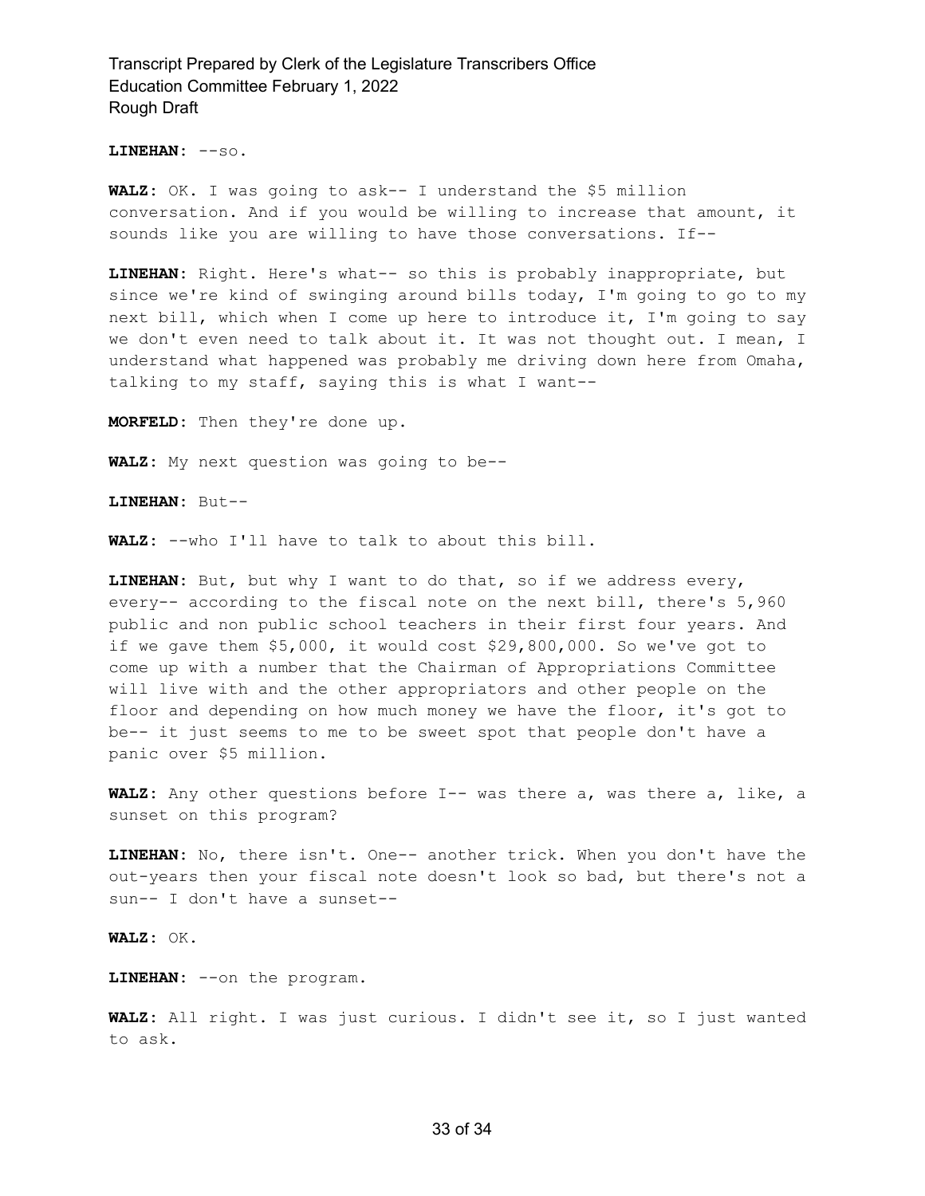**LINEHAN:** --so.

**WALZ:** OK. I was going to ask-- I understand the $5 million conversation. And if you would be willing to increase that amount, it sounds like you are willing to have those conversations. If--

**LINEHAN:** Right. Here's what-- so this is probably inappropriate, but since we're kind of swinging around bills today, I'm going to go to my next bill, which when I come up here to introduce it, I'm going to say we don't even need to talk about it. It was not thought out. I mean, I understand what happened was probably me driving down here from Omaha, talking to my staff, saying this is what I want--

**MORFELD:** Then they're done up.

**WALZ:** My next question was going to be--

**LINEHAN:** But--

**WALZ:** --who I'll have to talk to about this bill.

**LINEHAN:** But, but why I want to do that, so if we address every, every-- according to the fiscal note on the next bill, there's 5,960 public and non public school teachers in their first four years. And if we gave them $5,000, it would cost $29,800,000. So we've got to come up with a number that the Chairman of Appropriations Committee will live with and the other appropriators and other people on the floor and depending on how much money we have the floor, it's got to be-- it just seems to me to be sweet spot that people don't have a panic over $5 million.

**WALZ:** Any other questions before I-- was there a, was there a, like, a sunset on this program?

**LINEHAN:** No, there isn't. One-- another trick. When you don't have the out-years then your fiscal note doesn't look so bad, but there's not a sun-- I don't have a sunset--

**WALZ:** OK.

**LINEHAN:** --on the program.

**WALZ:** All right. I was just curious. I didn't see it, so I just wanted to ask.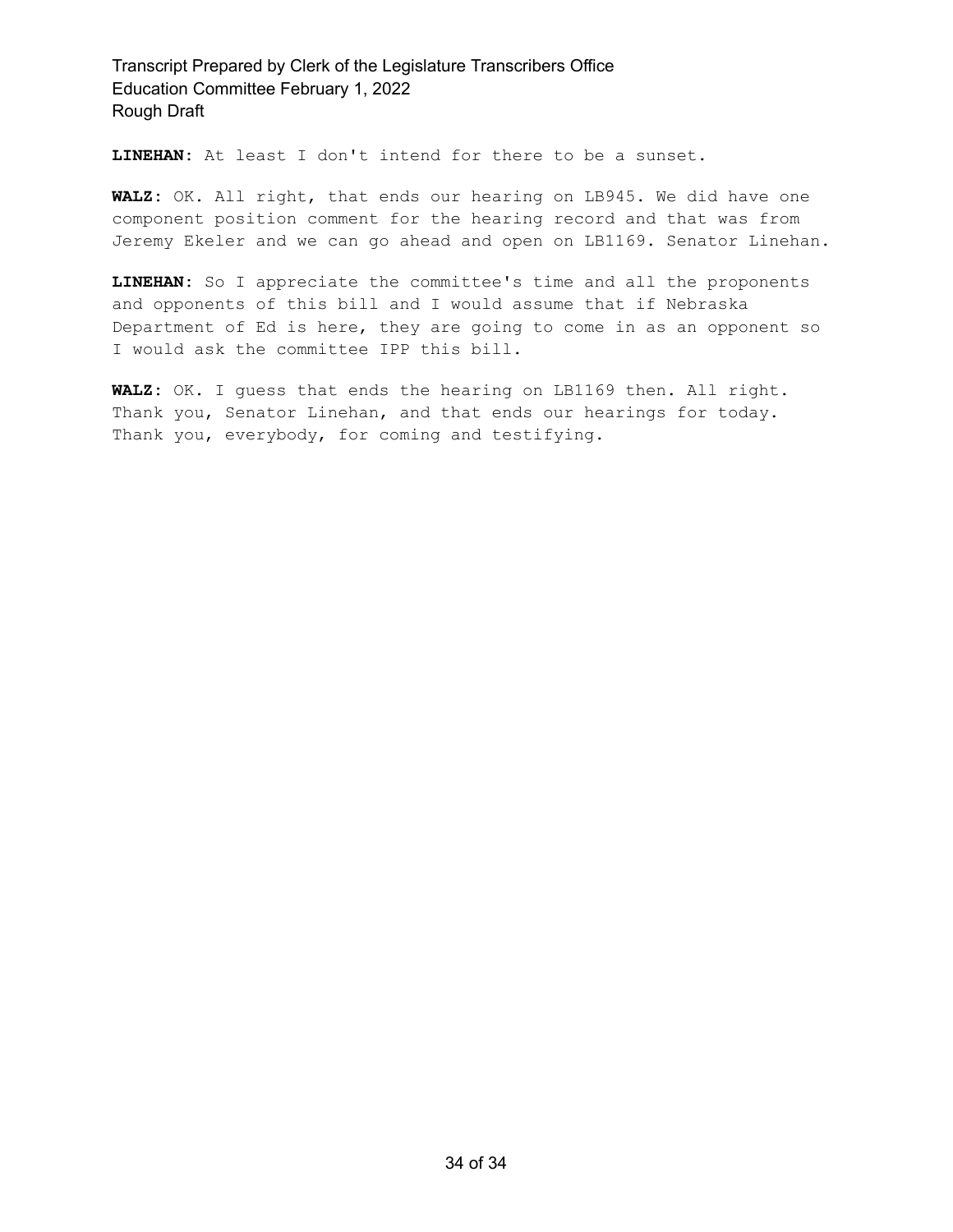**LINEHAN:** At least I don't intend for there to be a sunset.

**WALZ:** OK. All right, that ends our hearing on LB945. We did have one component position comment for the hearing record and that was from Jeremy Ekeler and we can go ahead and open on LB1169. Senator Linehan.

**LINEHAN:** So I appreciate the committee's time and all the proponents and opponents of this bill and I would assume that if Nebraska Department of Ed is here, they are going to come in as an opponent so I would ask the committee IPP this bill.

**WALZ:** OK. I guess that ends the hearing on LB1169 then. All right. Thank you, Senator Linehan, and that ends our hearings for today. Thank you, everybody, for coming and testifying.